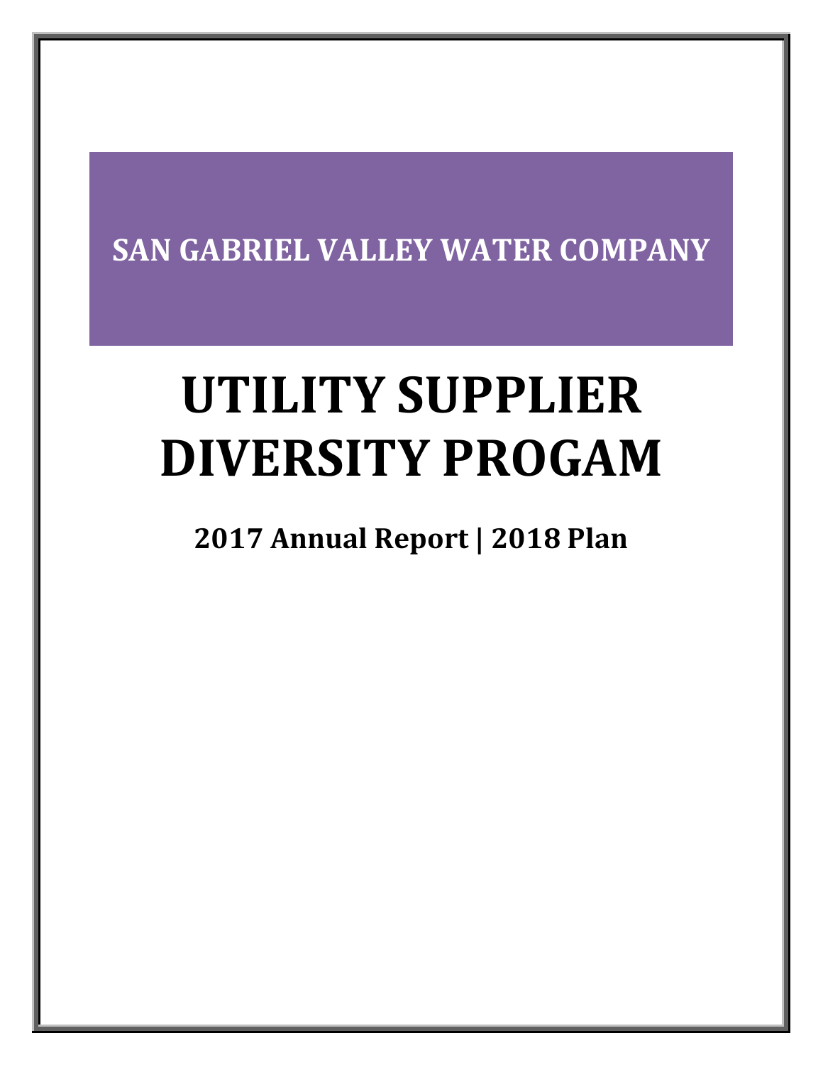**SAN GABRIEL VALLEY WATER COMPANY**

# UTILITY SUPPLIER DIVERSITY PROGAM

## 2017 Annual Report | 2018 Plan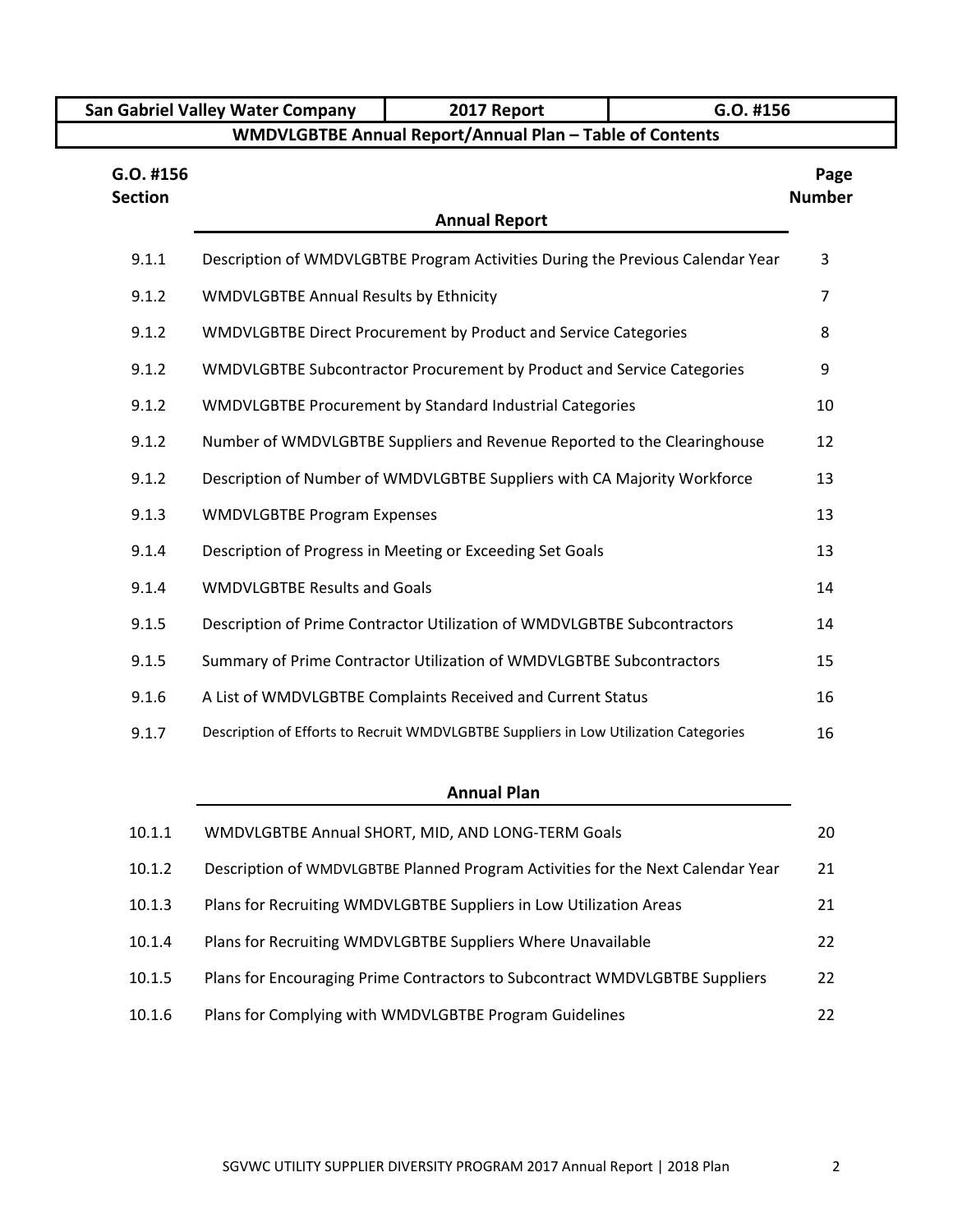| San Gabriel Valley Water Company | 2017 Report | G.O. #156 |
|---|---|---|

**WMDVLGBTBE Annual Report/Annual Plan – Table of Contents**

## Annual Report

| G.O. #156 Section | | Page Number |
|---|---|---|
| 9.1.1 | Description of WMDVLGBTBE Program Activities During the Previous Calendar Year | 3 |
| 9.1.2 | WMDVLGBTBE Annual Results by Ethnicity | 7 |
| 9.1.2 | WMDVLGBTBE Direct Procurement by Product and Service Categories | 8 |
| 9.1.2 | WMDVLGBTBE Subcontractor Procurement by Product and Service Categories | 9 |
| 9.1.2 | WMDVLGBTBE Procurement by Standard Industrial Categories | 10 |
| 9.1.2 | Number of WMDVLGBTBE Suppliers and Revenue Reported to the Clearinghouse | 12 |
| 9.1.2 | Description of Number of WMDVLGBTBE Suppliers with CA Majority Workforce | 13 |
| 9.1.3 | WMDVLGBTBE Program Expenses | 13 |
| 9.1.4 | Description of Progress in Meeting or Exceeding Set Goals | 13 |
| 9.1.4 | WMDVLGBTBE Results and Goals | 14 |
| 9.1.5 | Description of Prime Contractor Utilization of WMDVLGBTBE Subcontractors | 14 |
| 9.1.5 | Summary of Prime Contractor Utilization of WMDVLGBTBE Subcontractors | 15 |
| 9.1.6 | A List of WMDVLGBTBE Complaints Received and Current Status | 16 |
| 9.1.7 | Description of Efforts to Recruit WMDVLGBTBE Suppliers in Low Utilization Categories | 16 |

## Annual Plan

| G.O. #156 Section | | Page Number |
|---|---|---|
| 10.1.1 | WMDVLGBTBE Annual SHORT, MID, AND LONG-TERM Goals | 20 |
| 10.1.2 | Description of WMDVLGBTBE Planned Program Activities for the Next Calendar Year | 21 |
| 10.1.3 | Plans for Recruiting WMDVLGBTBE Suppliers in Low Utilization Areas | 21 |
| 10.1.4 | Plans for Recruiting WMDVLGBTBE Suppliers Where Unavailable | 22 |
| 10.1.5 | Plans for Encouraging Prime Contractors to Subcontract WMDVLGBTBE Suppliers | 22 |
| 10.1.6 | Plans for Complying with WMDVLGBTBE Program Guidelines | 22 |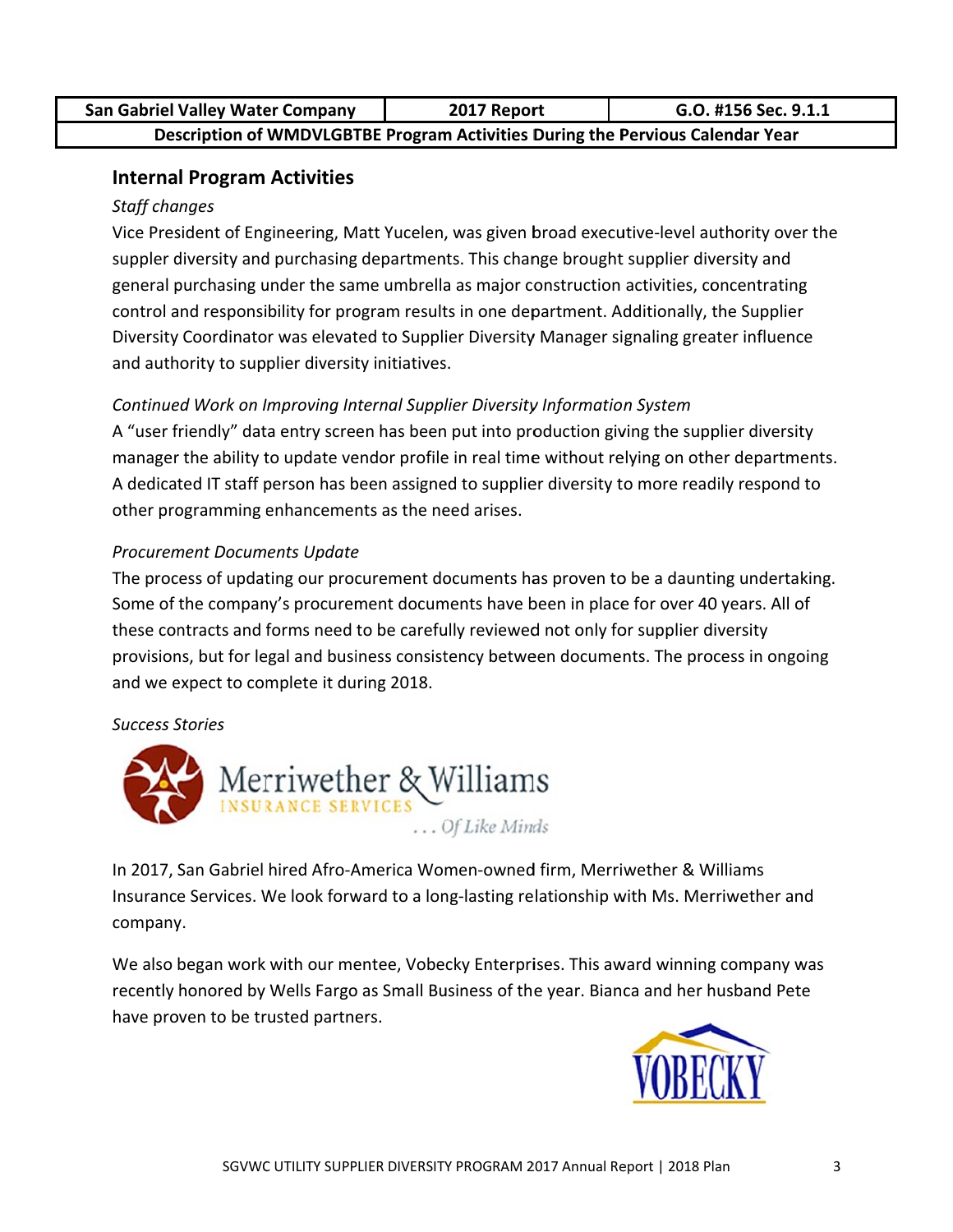| San Gabriel Valley Water Company | 2017 Report | G.O. #156 Sec. 9.1.1 |
|---|---|---|
| Description of WMDVLGBTBE Program Activities During the Pervious Calendar Year | | |

## Internal Program Activities

*Staff changes*

Vice President of Engineering, Matt Yucelen, was given broad executive-level authority over the suppler diversity and purchasing departments. This change brought supplier diversity and general purchasing under the same umbrella as major construction activities, concentrating control and responsibility for program results in one department. Additionally, the Supplier Diversity Coordinator was elevated to Supplier Diversity Manager signaling greater influence and authority to supplier diversity initiatives.

*Continued Work on Improving Internal Supplier Diversity Information System*

A "user friendly" data entry screen has been put into production giving the supplier diversity manager the ability to update vendor profile in real time without relying on other departments. A dedicated IT staff person has been assigned to supplier diversity to more readily respond to other programming enhancements as the need arises.

*Procurement Documents Update*

The process of updating our procurement documents has proven to be a daunting undertaking. Some of the company's procurement documents have been in place for over 40 years. All of these contracts and forms need to be carefully reviewed not only for supplier diversity provisions, but for legal and business consistency between documents. The process in ongoing and we expect to complete it during 2018.

*Success Stories*

Merriwether & Williams INSURANCE SERVICES ... Of Like Minds

In 2017, San Gabriel hired Afro-America Women-owned firm, Merriwether & Williams Insurance Services. We look forward to a long-lasting relationship with Ms. Merriwether and company.

We also began work with our mentee, Vobecky Enterprises. This award winning company was recently honored by Wells Fargo as Small Business of the year. Bianca and her husband Pete have proven to be trusted partners.

VOBECKY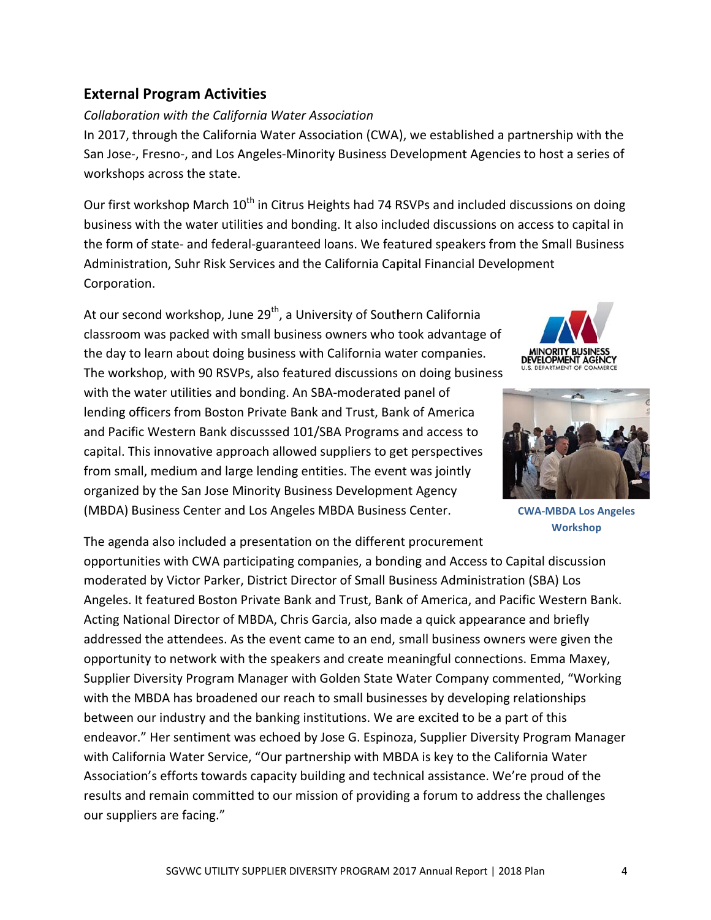## External Program Activities

*Collaboration with the California Water Association*

In 2017, through the California Water Association (CWA), we established a partnership with the San Jose-, Fresno-, and Los Angeles-Minority Business Development Agencies to host a series of workshops across the state.

Our first workshop March 10th in Citrus Heights had 74 RSVPs and included discussions on doing business with the water utilities and bonding. It also included discussions on access to capital in the form of state- and federal-guaranteed loans. We featured speakers from the Small Business Administration, Suhr Risk Services and the California Capital Financial Development Corporation.

At our second workshop, June 29th, a University of Southern California classroom was packed with small business owners who took advantage of the day to learn about doing business with California water companies. The workshop, with 90 RSVPs, also featured discussions on doing business with the water utilities and bonding. An SBA-moderated panel of lending officers from Boston Private Bank and Trust, Bank of America and Pacific Western Bank discusssed 101/SBA Programs and access to capital. This innovative approach allowed suppliers to get perspectives from small, medium and large lending entities. The event was jointly organized by the San Jose Minority Business Development Agency (MBDA) Business Center and Los Angeles MBDA Business Center.

**CWA-MBDA Los Angeles Workshop**

The agenda also included a presentation on the different procurement opportunities with CWA participating companies, a bonding and Access to Capital discussion moderated by Victor Parker, District Director of Small Business Administration (SBA) Los Angeles. It featured Boston Private Bank and Trust, Bank of America, and Pacific Western Bank. Acting National Director of MBDA, Chris Garcia, also made a quick appearance and briefly addressed the attendees. As the event came to an end, small business owners were given the opportunity to network with the speakers and create meaningful connections. Emma Maxey, Supplier Diversity Program Manager with Golden State Water Company commented, "Working with the MBDA has broadened our reach to small businesses by developing relationships between our industry and the banking institutions. We are excited to be a part of this endeavor." Her sentiment was echoed by Jose G. Espinoza, Supplier Diversity Program Manager with California Water Service, "Our partnership with MBDA is key to the California Water Association's efforts towards capacity building and technical assistance. We're proud of the results and remain committed to our mission of providing a forum to address the challenges our suppliers are facing."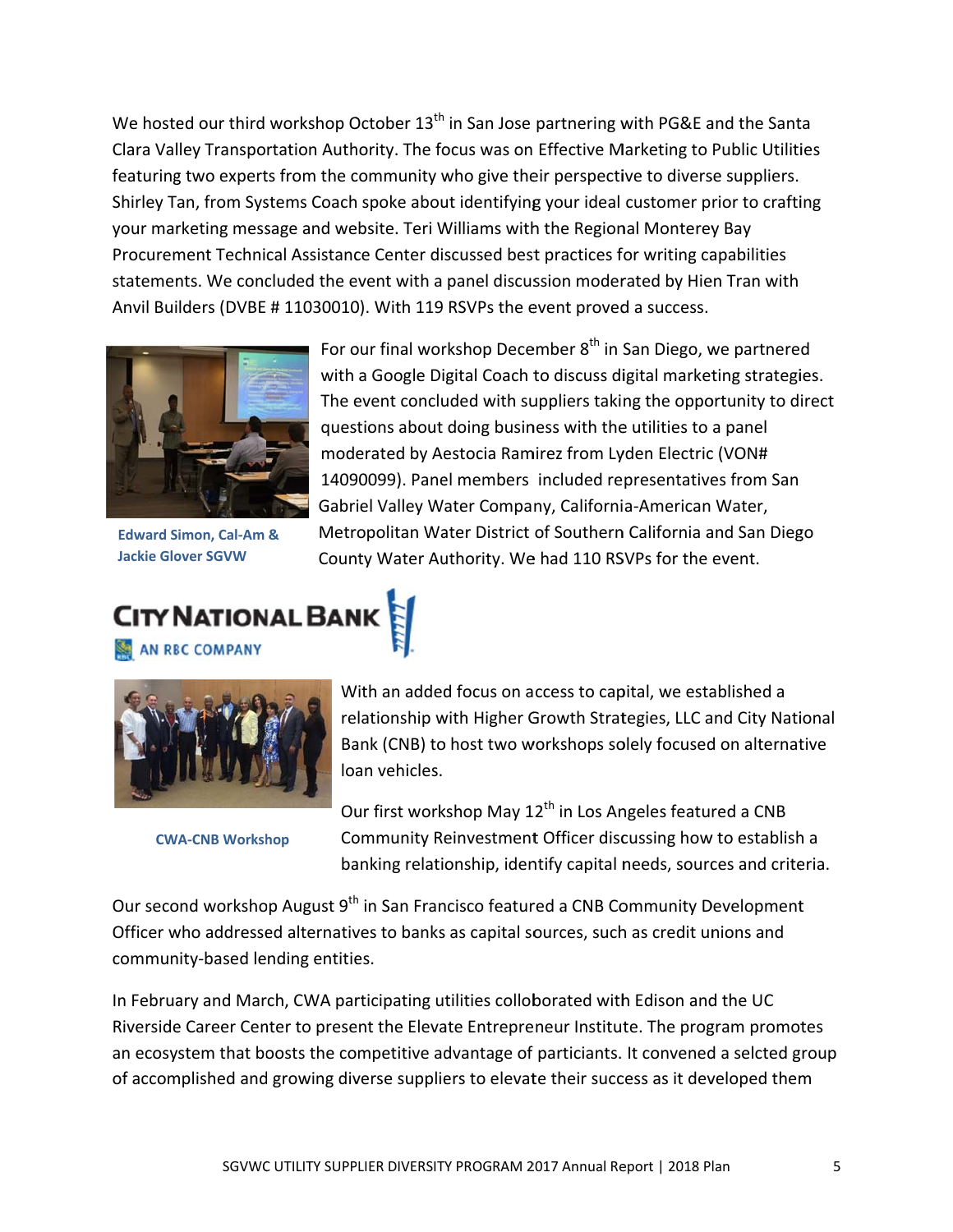We hosted our third workshop October 13th in San Jose partnering with PG&E and the Santa Clara Valley Transportation Authority. The focus was on Effective Marketing to Public Utilities featuring two experts from the community who give their perspective to diverse suppliers. Shirley Tan, from Systems Coach spoke about identifying your ideal customer prior to crafting your marketing message and website. Teri Williams with the Regional Monterey Bay Procurement Technical Assistance Center discussed best practices for writing capabilities statements. We concluded the event with a panel discussion moderated by Hien Tran with Anvil Builders (DVBE # 11030010). With 119 RSVPs the event proved a success.

For our final workshop December 8th in San Diego, we partnered with a Google Digital Coach to discuss digital marketing strategies. The event concluded with suppliers taking the opportunity to direct questions about doing business with the utilities to a panel moderated by Aestocia Ramirez from Lyden Electric (VON# 14090099). Panel members included representatives from San Gabriel Valley Water Company, California-American Water, Metropolitan Water District of Southern California and San Diego County Water Authority. We had 110 RSVPs for the event.

**Edward Simon, Cal-Am & Jackie Glover SGVW**

CITY NATIONAL BANK
AN RBC COMPANY

With an added focus on access to capital, we established a relationship with Higher Growth Strategies, LLC and City National Bank (CNB) to host two workshops solely focused on alternative loan vehicles.

**CWA-CNB Workshop**

Our first workshop May 12th in Los Angeles featured a CNB Community Reinvestment Officer discussing how to establish a banking relationship, identify capital needs, sources and criteria.

Our second workshop August 9th in San Francisco featured a CNB Community Development Officer who addressed alternatives to banks as capital sources, such as credit unions and community-based lending entities.

In February and March, CWA participating utilities colloborated with Edison and the UC Riverside Career Center to present the Elevate Entrepreneur Institute. The program promotes an ecosystem that boosts the competitive advantage of particiants. It convened a selcted group of accomplished and growing diverse suppliers to elevate their success as it developed them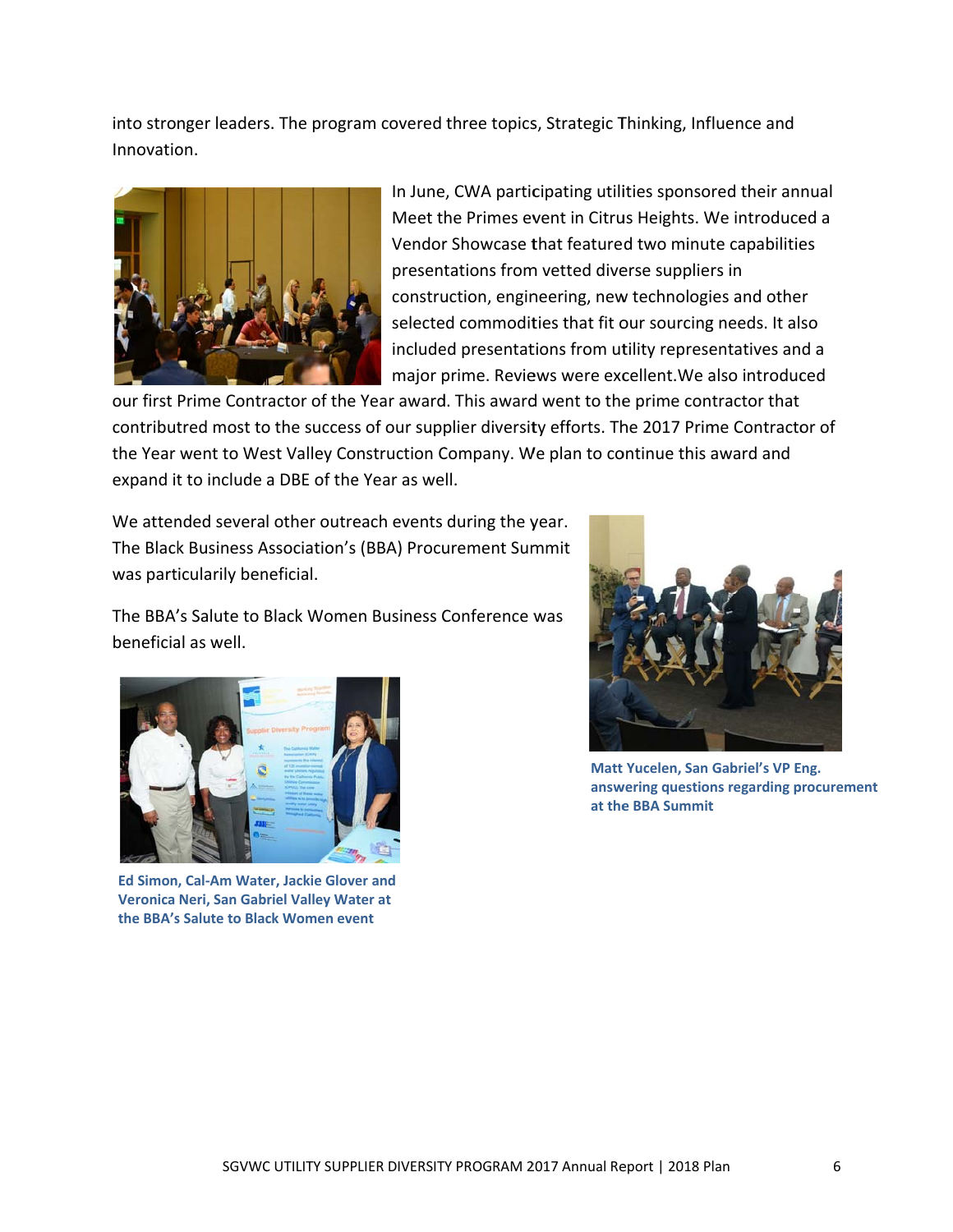into stronger leaders. The program covered three topics, Strategic Thinking, Influence and Innovation.

In June, CWA participating utilities sponsored their annual Meet the Primes event in Citrus Heights. We introduced a Vendor Showcase that featured two minute capabilities presentations from vetted diverse suppliers in construction, engineering, new technologies and other selected commodities that fit our sourcing needs. It also included presentations from utility representatives and a major prime. Reviews were excellent.We also introduced our first Prime Contractor of the Year award. This award went to the prime contractor that contributred most to the success of our supplier diversity efforts. The 2017 Prime Contractor of the Year went to West Valley Construction Company. We plan to continue this award and expand it to include a DBE of the Year as well.

We attended several other outreach events during the year. The Black Business Association's (BBA) Procurement Summit was particularily beneficial.

The BBA's Salute to Black Women Business Conference was beneficial as well.

**Matt Yucelen, San Gabriel's VP Eng. answering questions regarding procurement at the BBA Summit**

**Ed Simon, Cal-Am Water, Jackie Glover and Veronica Neri, San Gabriel Valley Water at the BBA's Salute to Black Women event**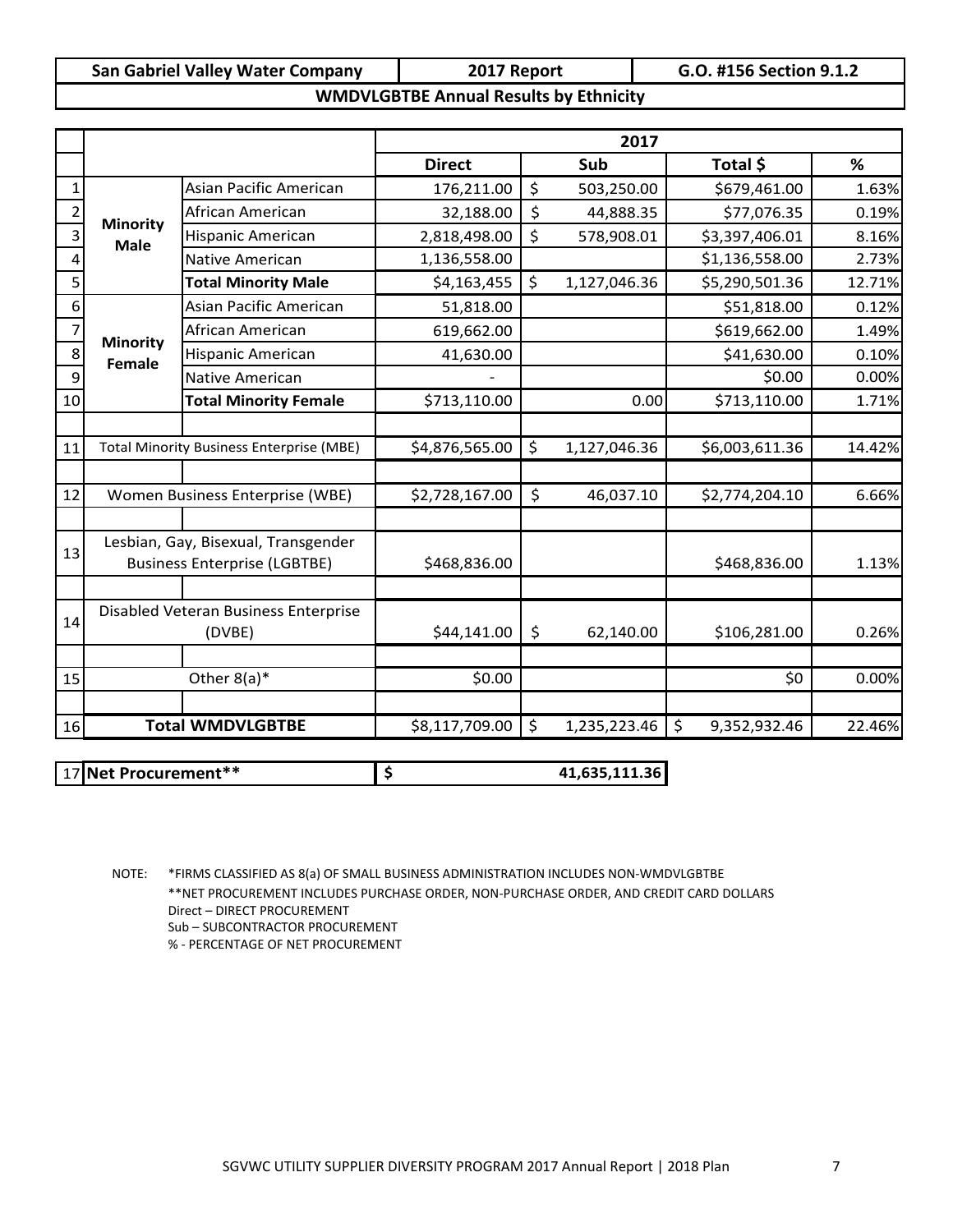| San Gabriel Valley Water Company | 2017 Report | G.O. #156 Section 9.1.2 |
|---|---|---|

**WMDVLGBTBE Annual Results by Ethnicity**

| | | | 2017 | | | |
|---|---|---|---|---|---|---|
| | | | **Direct** | **Sub** | **Total $** | **%** |
| 1 | **Minority Male** | Asian Pacific American | 176,211.00 | $ 503,250.00 | $679,461.00 | 1.63% |
| 2 | | African American | 32,188.00 | $ 44,888.35 | $77,076.35 | 0.19% |
| 3 | | Hispanic American | 2,818,498.00 | $ 578,908.01 | $3,397,406.01 | 8.16% |
| 4 | | Native American | 1,136,558.00 | | $1,136,558.00 | 2.73% |
| 5 | | **Total Minority Male** | $4,163,455 | $ 1,127,046.36 | $5,290,501.36 | 12.71% |
| 6 | **Minority Female** | Asian Pacific American | 51,818.00 | | $51,818.00 | 0.12% |
| 7 | | African American | 619,662.00 | | $619,662.00 | 1.49% |
| 8 | | Hispanic American | 41,630.00 | | $41,630.00 | 0.10% |
| 9 | | Native American | - | | $0.00 | 0.00% |
| 10 | | **Total Minority Female** | $713,110.00 | 0.00 | $713,110.00 | 1.71% |
| | | | | | | |
| 11 | Total Minority Business Enterprise (MBE) | | $4,876,565.00 | $ 1,127,046.36 | $6,003,611.36 | 14.42% |
| | | | | | | |
| 12 | Women Business Enterprise (WBE) | | $2,728,167.00 | $ 46,037.10 | $2,774,204.10 | 6.66% |
| | | | | | | |
| 13 | Lesbian, Gay, Bisexual, Transgender Business Enterprise (LGBTBE) | | $468,836.00 | | $468,836.00 | 1.13% |
| | | | | | | |
| 14 | Disabled Veteran Business Enterprise (DVBE) | | $44,141.00 | $ 62,140.00 | $106,281.00 | 0.26% |
| | | | | | | |
| 15 | Other 8(a)* | | $0.00 | | $0 | 0.00% |
| | | | | | | |
| 16 | **Total WMDVLGBTBE** | | $8,117,709.00 | $ 1,235,223.46 | $ 9,352,932.46 | 22.46% |

| 17 | **Net Procurement**** | **$ 41,635,111.36** |
|---|---|---|

NOTE: *FIRMS CLASSIFIED AS 8(a) OF SMALL BUSINESS ADMINISTRATION INCLUDES NON-WMDVLGBTBE
**NET PROCUREMENT INCLUDES PURCHASE ORDER, NON-PURCHASE ORDER, AND CREDIT CARD DOLLARS
Direct – DIRECT PROCUREMENT
Sub – SUBCONTRACTOR PROCUREMENT
% - PERCENTAGE OF NET PROCUREMENT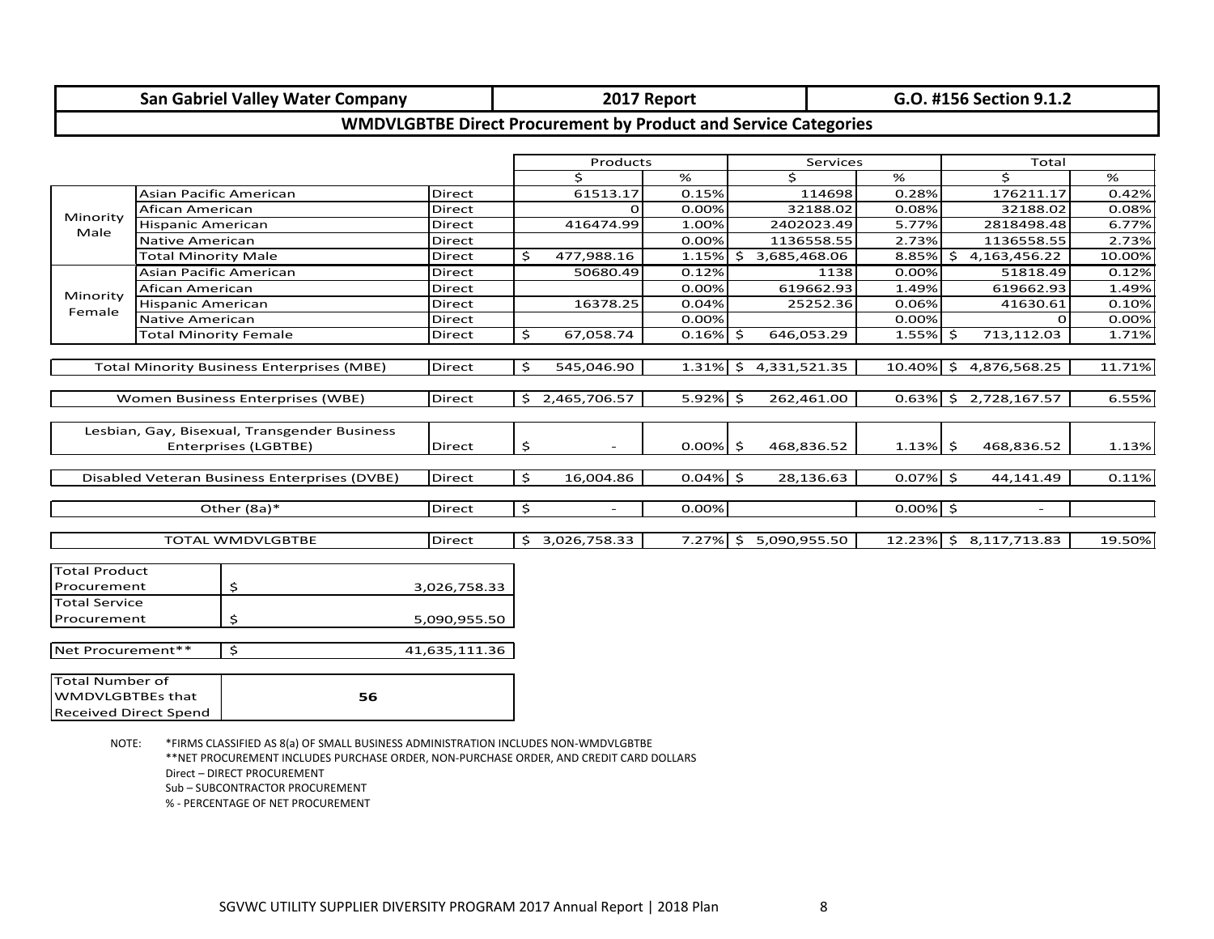| San Gabriel Valley Water Company | 2017 Report | G.O. #156 Section 9.1.2 |
|---|---|---|

**WMDVLGBTBE Direct Procurement by Product and Service Categories**

| | | | Products | | Services | | Total | |
|---|---|---|---|---|---|---|---|---|
| | | | $ | % | $ | % | $ | % |
| Minority Male | Asian Pacific American | Direct | 61513.17 | 0.15% | 114698 | 0.28% | 176211.17 | 0.42% |
| | Afican American | Direct | 0 | 0.00% | 32188.02 | 0.08% | 32188.02 | 0.08% |
| | Hispanic American | Direct | 416474.99 | 1.00% | 2402023.49 | 5.77% | 2818498.48 | 6.77% |
| | Native American | Direct | | 0.00% | 1136558.55 | 2.73% | 1136558.55 | 2.73% |
| | Total Minority Male | Direct | $ 477,988.16 | 1.15% | $ 3,685,468.06 | 8.85% | $ 4,163,456.22 | 10.00% |
| Minority Female | Asian Pacific American | Direct | 50680.49 | 0.12% | 1138 | 0.00% | 51818.49 | 0.12% |
| | Afican American | Direct | | 0.00% | 619662.93 | 1.49% | 619662.93 | 1.49% |
| | Hispanic American | Direct | 16378.25 | 0.04% | 25252.36 | 0.06% | 41630.61 | 0.10% |
| | Native American | Direct | | 0.00% | | 0.00% | 0 | 0.00% |
| | Total Minority Female | Direct | $ 67,058.74 | 0.16% | $ 646,053.29 | 1.55% | $ 713,112.03 | 1.71% |
| Total Minority Business Enterprises (MBE) | | Direct | $ 545,046.90 | 1.31% | $ 4,331,521.35 | 10.40% | $ 4,876,568.25 | 11.71% |
| Women Business Enterprises (WBE) | | Direct | $ 2,465,706.57 | 5.92% | $ 262,461.00 | 0.63% | $ 2,728,167.57 | 6.55% |
| Lesbian, Gay, Bisexual, Transgender Business Enterprises (LGBTBE) | | Direct | $ - | 0.00% | $ 468,836.52 | 1.13% | $ 468,836.52 | 1.13% |
| Disabled Veteran Business Enterprises (DVBE) | | Direct | $ 16,004.86 | 0.04% | $ 28,136.63 | 0.07% | $ 44,141.49 | 0.11% |
| Other (8a)* | | Direct | $ - | 0.00% | | 0.00% | $ - | |
| TOTAL WMDVLGBTBE | | Direct | $ 3,026,758.33 | 7.27% | $ 5,090,955.50 | 12.23% | $ 8,117,713.83 | 19.50% |

| | |
|---|---|
| Total Product Procurement | $ 3,026,758.33 |
| Total Service Procurement | $ 5,090,955.50 |
| Net Procurement** | $ 41,635,111.36 |
| Total Number of WMDVLGBTBEs that Received Direct Spend | 56 |

NOTE: *FIRMS CLASSIFIED AS 8(a) OF SMALL BUSINESS ADMINISTRATION INCLUDES NON-WMDVLGBTBE
**NET PROCUREMENT INCLUDES PURCHASE ORDER, NON-PURCHASE ORDER, AND CREDIT CARD DOLLARS
Direct – DIRECT PROCUREMENT
Sub – SUBCONTRACTOR PROCUREMENT
% - PERCENTAGE OF NET PROCUREMENT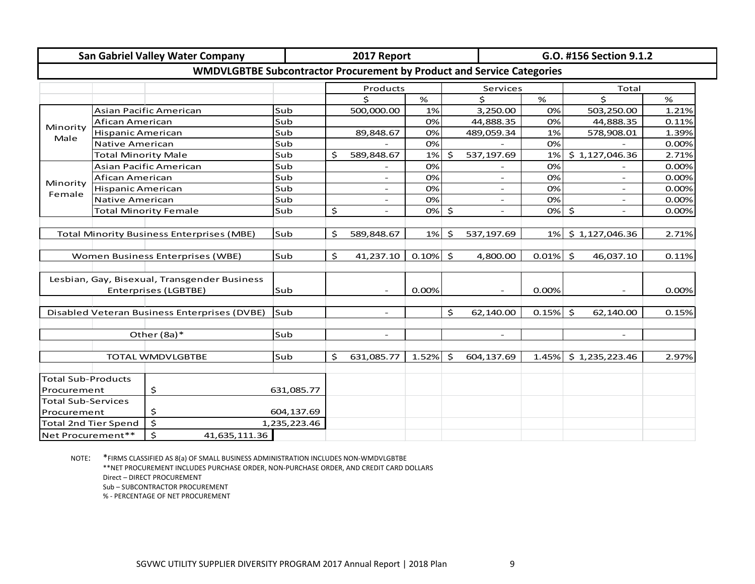| San Gabriel Valley Water Company | | | | 2017 Report | | | | G.O. #156 Section 9.1.2 | |
|---|---|---|---|---|---|---|---|---|---|
| **WMDVLGBTBE Subcontractor Procurement by Product and Service Categories** | | | | | | | | | |
| | | | | Products | | Services | | Total | |
| | | | | $ | % | $ | % | $ | % |
| Minority Male | Asian Pacific American | | Sub | 500,000.00 | 1% | 3,250.00 | 0% | 503,250.00 | 1.21% |
| | Afican American | | Sub | | 0% | 44,888.35 | 0% | 44,888.35 | 0.11% |
| | Hispanic American | | Sub | 89,848.67 | 0% | 489,059.34 | 1% | 578,908.01 | 1.39% |
| | Native American | | Sub | - | 0% | - | 0% | - | 0.00% |
| | Total Minority Male | | Sub | $ 589,848.67 | 1% | $ 537,197.69 | 1% | $ 1,127,046.36 | 2.71% |
| Minority Female | Asian Pacific American | | Sub | - | 0% | - | 0% | - | 0.00% |
| | Afican American | | Sub | - | 0% | - | 0% | - | 0.00% |
| | Hispanic American | | Sub | - | 0% | - | 0% | - | 0.00% |
| | Native American | | Sub | - | 0% | - | 0% | - | 0.00% |
| | Total Minority Female | | Sub | $ - | 0% | $ - | 0% | $ - | 0.00% |
| Total Minority Business Enterprises (MBE) | | | Sub | $ 589,848.67 | 1% | $ 537,197.69 | 1% | $ 1,127,046.36 | 2.71% |
| Women Business Enterprises (WBE) | | | Sub | $ 41,237.10 | 0.10% | $ 4,800.00 | 0.01% | $ 46,037.10 | 0.11% |
| Lesbian, Gay, Bisexual, Transgender Business Enterprises (LGBTBE) | | | Sub | - | 0.00% | - | 0.00% | - | 0.00% |
| Disabled Veteran Business Enterprises (DVBE) | | | Sub | - | | $ 62,140.00 | 0.15% | $ 62,140.00 | 0.15% |
| Other (8a)* | | | Sub | - | | - | | - | |
| TOTAL WMDVLGBTBE | | | Sub | $ 631,085.77 | 1.52% | $ 604,137.69 | 1.45% | $ 1,235,223.46 | 2.97% |

| | |
|---|---|
| Total Sub-Products Procurement | $ 631,085.77 |
| Total Sub-Services Procurement | $ 604,137.69 |
| Total 2nd Tier Spend | $ 1,235,223.46 |
| Net Procurement** | $ 41,635,111.36 |

NOTE: *FIRMS CLASSIFIED AS 8(a) OF SMALL BUSINESS ADMINISTRATION INCLUDES NON-WMDVLGBTBE
**NET PROCUREMENT INCLUDES PURCHASE ORDER, NON-PURCHASE ORDER, AND CREDIT CARD DOLLARS
Direct – DIRECT PROCUREMENT
Sub – SUBCONTRACTOR PROCUREMENT
% - PERCENTAGE OF NET PROCUREMENT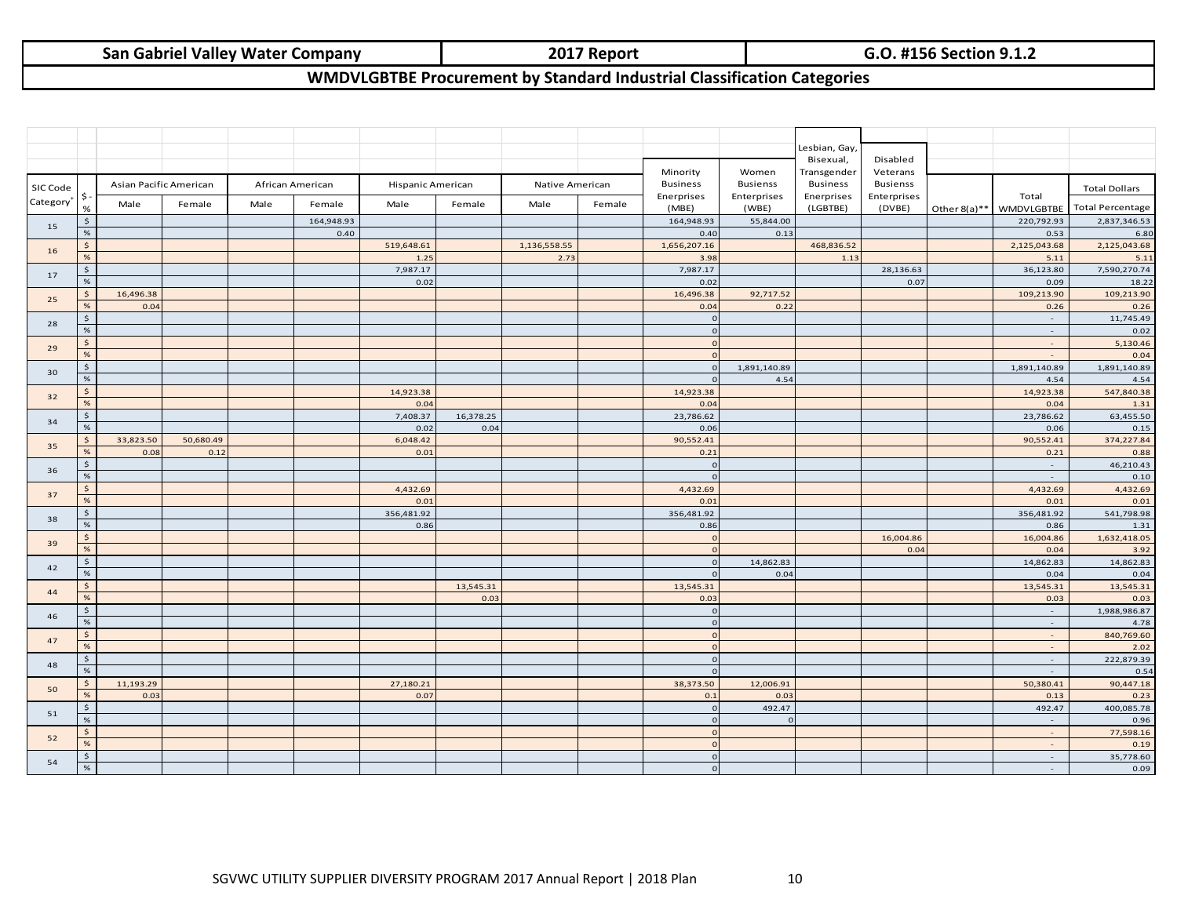| San Gabriel Valley Water Company | 2017 Report | G.O. #156 Section 9.1.2 |
|---|---|---|

## WMDVLGBTBE Procurement by Standard Industrial Classification Categories

| SIC Code Category* | $ - % | Asian Pacific American | | African American | | Hispanic American | | Native American | | Minority Business Enerprises (MBE) | Women Busienss Enterprises (WBE) | Lesbian, Gay, Bisexual, Transgender Business Enerprises (LGBTBE) | Disabled Veterans Busienss Enterprises (DVBE) | Other 8(a)** | Total WMDVLGBTBE | Total Dollars Total Percentage |
|---|---|---|---|---|---|---|---|---|---|---|---|---|---|---|---|---|
| | | Male | Female | Male | Female | Male | Female | Male | Female | | | | | | | |
| 15 | $ | | | | 164,948.93 | | | | | 164,948.93 | 55,844.00 | | | | 220,792.93 | 2,837,346.53 |
| | % | | | | 0.40 | | | | | 0.40 | 0.13 | | | | 0.53 | 6.80 |
| 16 | $ | | | | | 519,648.61 | | 1,136,558.55 | | 1,656,207.16 | | 468,836.52 | | | 2,125,043.68 | 2,125,043.68 |
| | % | | | | | 1.25 | | 2.73 | | 3.98 | | 1.13 | | | 5.11 | 5.11 |
| 17 | $ | | | | | 7,987.17 | | | | 7,987.17 | | | 28,136.63 | | 36,123.80 | 7,590,270.74 |
| | % | | | | | 0.02 | | | | 0.02 | | | 0.07 | | 0.09 | 18.22 |
| 25 | $ | 16,496.38 | | | | | | | | 16,496.38 | 92,717.52 | | | | 109,213.90 | 109,213.90 |
| | % | 0.04 | | | | | | | | 0.04 | 0.22 | | | | 0.26 | 0.26 |
| 28 | $ | | | | | | | | | 0 | | | | | - | 11,745.49 |
| | % | | | | | | | | | 0 | | | | | - | 0.02 |
| 29 | $ | | | | | | | | | 0 | | | | | - | 5,130.46 |
| | % | | | | | | | | | 0 | | | | | - | 0.04 |
| 30 | $ | | | | | | | | | 0 | 1,891,140.89 | | | | 1,891,140.89 | 1,891,140.89 |
| | % | | | | | | | | | 0 | 4.54 | | | | 4.54 | 4.54 |
| 32 | $ | | | | | 14,923.38 | | | | 14,923.38 | | | | | 14,923.38 | 547,840.38 |
| | % | | | | | 0.04 | | | | 0.04 | | | | | 0.04 | 1.31 |
| 34 | $ | | | | | 7,408.37 | 16,378.25 | | | 23,786.62 | | | | | 23,786.62 | 63,455.50 |
| | % | | | | | 0.02 | 0.04 | | | 0.06 | | | | | 0.06 | 0.15 |
| 35 | $ | 33,823.50 | 50,680.49 | | | 6,048.42 | | | | 90,552.41 | | | | | 90,552.41 | 374,227.84 |
| | % | 0.08 | 0.12 | | | 0.01 | | | | 0.21 | | | | | 0.21 | 0.88 |
| 36 | $ | | | | | | | | | 0 | | | | | - | 46,210.43 |
| | % | | | | | | | | | 0 | | | | | - | 0.10 |
| 37 | $ | | | | | 4,432.69 | | | | 4,432.69 | | | | | 4,432.69 | 4,432.69 |
| | % | | | | | 0.01 | | | | 0.01 | | | | | 0.01 | 0.01 |
| 38 | $ | | | | | 356,481.92 | | | | 356,481.92 | | | | | 356,481.92 | 541,798.98 |
| | % | | | | | 0.86 | | | | 0.86 | | | | | 0.86 | 1.31 |
| 39 | $ | | | | | | | | | 0 | | | 16,004.86 | | 16,004.86 | 1,632,418.05 |
| | % | | | | | | | | | 0 | | | 0.04 | | 0.04 | 3.92 |
| 42 | $ | | | | | | | | | 0 | 14,862.83 | | | | 14,862.83 | 14,862.83 |
| | % | | | | | | | | | 0 | 0.04 | | | | 0.04 | 0.04 |
| 44 | $ | | | | | | 13,545.31 | | | 13,545.31 | | | | | 13,545.31 | 13,545.31 |
| | % | | | | | | 0.03 | | | 0.03 | | | | | 0.03 | 0.03 |
| 46 | $ | | | | | | | | | 0 | | | | | - | 1,988,986.87 |
| | % | | | | | | | | | 0 | | | | | - | 4.78 |
| 47 | $ | | | | | | | | | 0 | | | | | - | 840,769.60 |
| | % | | | | | | | | | 0 | | | | | - | 2.02 |
| 48 | $ | | | | | | | | | 0 | | | | | - | 222,879.39 |
| | % | | | | | | | | | 0 | | | | | - | 0.54 |
| 50 | $ | 11,193.29 | | | | 27,180.21 | | | | 38,373.50 | 12,006.91 | | | | 50,380.41 | 90,447.18 |
| | % | 0.03 | | | | 0.07 | | | | 0.1 | 0.03 | | | | 0.13 | 0.23 |
| 51 | $ | | | | | | | | | 0 | 492.47 | | | | 492.47 | 400,085.78 |
| | % | | | | | | | | | 0 | 0 | | | | - | 0.96 |
| 52 | $ | | | | | | | | | 0 | | | | | - | 77,598.16 |
| | % | | | | | | | | | 0 | | | | | - | 0.19 |
| 54 | $ | | | | | | | | | 0 | | | | | - | 35,778.60 |
| | % | | | | | | | | | 0 | | | | | - | 0.09 |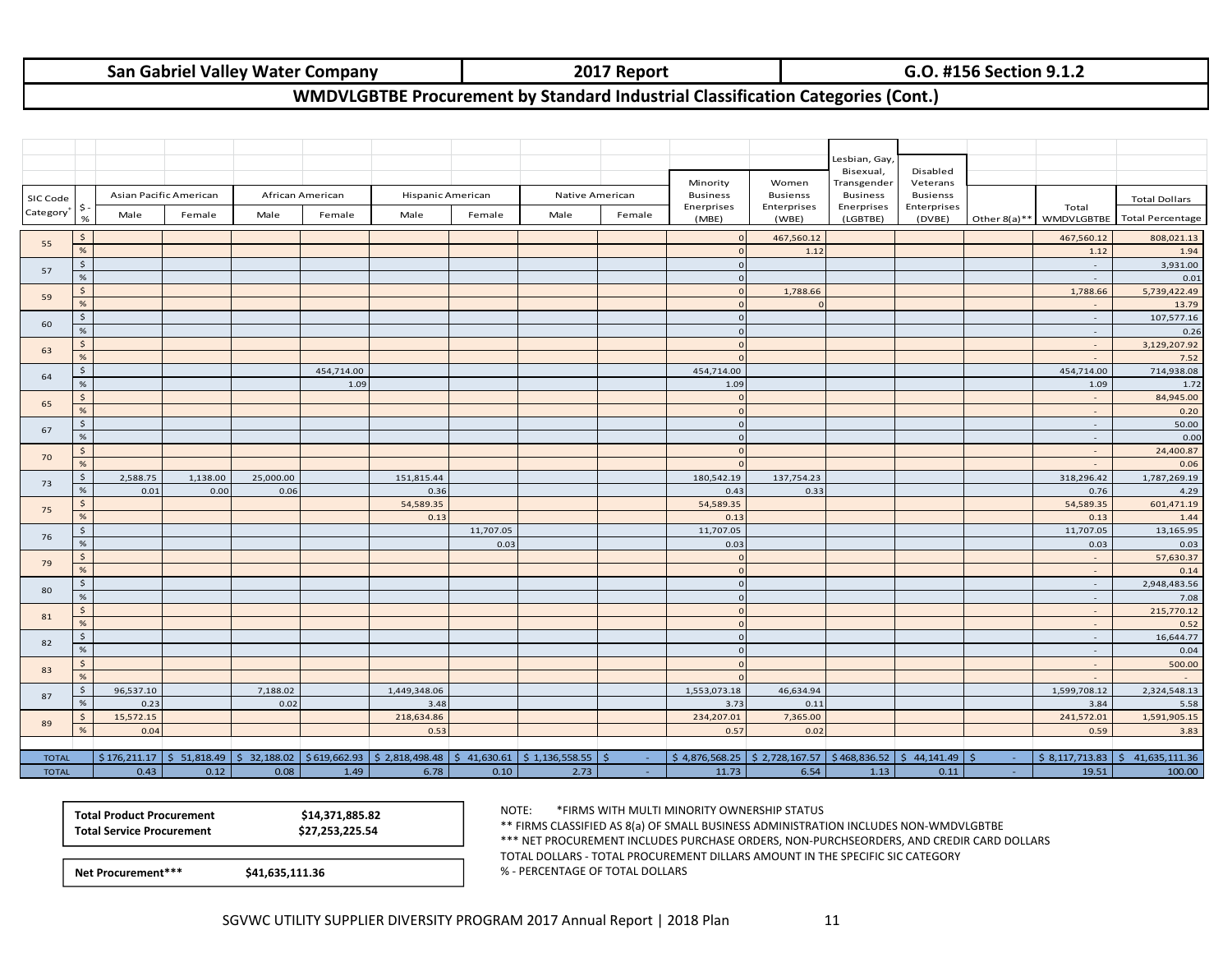| San Gabriel Valley Water Company | 2017 Report | G.O. #156 Section 9.1.2 |
|---|---|---|

## WMDVLGBTBE Procurement by Standard Industrial Classification Categories (Cont.)

| SIC Code Category* | $ - % | Asian Pacific American Male | Asian Pacific American Female | African American Male | African American Female | Hispanic American Male | Hispanic American Female | Native American Male | Native American Female | Minority Business Enerprises (MBE) | Women Busienss Enterprises (WBE) | Lesbian, Gay, Bisexual, Transgender Business Enerprises (LGBTBE) | Disabled Veterans Busienss Enterprises (DVBE) | Other 8(a)** | Total WMDVLGBTBE | Total Dollars Total Percentage |
|---|---|---|---|---|---|---|---|---|---|---|---|---|---|---|---|---|
| 55 | $ | | | | | | | | | 0 | 467,560.12 | | | | 467,560.12 | 808,021.13 |
| | % | | | | | | | | | 0 | 1.12 | | | | 1.12 | 1.94 |
| 57 | $ | | | | | | | | | 0 | | | | | - | 3,931.00 |
| | % | | | | | | | | | 0 | | | | | - | 0.01 |
| 59 | $ | | | | | | | | | 0 | 1,788.66 | | | | 1,788.66 | 5,739,422.49 |
| | % | | | | | | | | | 0 | 0 | | | | - | 13.79 |
| 60 | $ | | | | | | | | | 0 | | | | | - | 107,577.16 |
| | % | | | | | | | | | 0 | | | | | - | 0.26 |
| 63 | $ | | | | | | | | | 0 | | | | | - | 3,129,207.92 |
| | % | | | | | | | | | 0 | | | | | - | 7.52 |
| 64 | $ | | | | 454,714.00 | | | | | 454,714.00 | | | | | 454,714.00 | 714,938.08 |
| | % | | | | 1.09 | | | | | 1.09 | | | | | 1.09 | 1.72 |
| 65 | $ | | | | | | | | | 0 | | | | | - | 84,945.00 |
| | % | | | | | | | | | 0 | | | | | - | 0.20 |
| 67 | $ | | | | | | | | | 0 | | | | | - | 50.00 |
| | % | | | | | | | | | 0 | | | | | - | 0.00 |
| 70 | $ | | | | | | | | | 0 | | | | | - | 24,400.87 |
| | % | | | | | | | | | 0 | | | | | - | 0.06 |
| 73 | $ | 2,588.75 | 1,138.00 | 25,000.00 | | 151,815.44 | | | | 180,542.19 | 137,754.23 | | | | 318,296.42 | 1,787,269.19 |
| | % | 0.01 | 0.00 | 0.06 | | 0.36 | | | | 0.43 | 0.33 | | | | 0.76 | 4.29 |
| 75 | $ | | | | | 54,589.35 | | | | 54,589.35 | | | | | 54,589.35 | 601,471.19 |
| | % | | | | | 0.13 | | | | 0.13 | | | | | 0.13 | 1.44 |
| 76 | $ | | | | | | 11,707.05 | | | 11,707.05 | | | | | 11,707.05 | 13,165.95 |
| | % | | | | | | 0.03 | | | 0.03 | | | | | 0.03 | 0.03 |
| 79 | $ | | | | | | | | | 0 | | | | | - | 57,630.37 |
| | % | | | | | | | | | 0 | | | | | - | 0.14 |
| 80 | $ | | | | | | | | | 0 | | | | | - | 2,948,483.56 |
| | % | | | | | | | | | 0 | | | | | - | 7.08 |
| 81 | $ | | | | | | | | | 0 | | | | | - | 215,770.12 |
| | % | | | | | | | | | 0 | | | | | - | 0.52 |
| 82 | $ | | | | | | | | | 0 | | | | | - | 16,644.77 |
| | % | | | | | | | | | 0 | | | | | - | 0.04 |
| 83 | $ | | | | | | | | | 0 | | | | | - | 500.00 |
| | % | | | | | | | | | 0 | | | | | - | - |
| 87 | $ | 96,537.10 | | 7,188.02 | | 1,449,348.06 | | | | 1,553,073.18 | 46,634.94 | | | | 1,599,708.12 | 2,324,548.13 |
| | % | 0.23 | | 0.02 | | 3.48 | | | | 3.73 | 0.11 | | | | 3.84 | 5.58 |
| 89 | $ | 15,572.15 | | | | 218,634.86 | | | | 234,207.01 | 7,365.00 | | | | 241,572.01 | 1,591,905.15 |
| | % | 0.04 | | | | 0.53 | | | | 0.57 | 0.02 | | | | 0.59 | 3.83 |
| TOTAL | | $ 176,211.17 | $ 51,818.49 | $ 32,188.02 | $ 619,662.93 | $ 2,818,498.48 | $ 41,630.61 | $ 1,136,558.55 | $ - | $ 4,876,568.25 | $ 2,728,167.57 | $ 468,836.52 | $ 44,141.49 | $ - | $ 8,117,713.83 | $ 41,635,111.36 |
| TOTAL | | 0.43 | 0.12 | 0.08 | 1.49 | 6.78 | 0.10 | 2.73 | - | 11.73 | 6.54 | 1.13 | 0.11 | - | 19.51 | 100.00 |

| | |
|---|---|
| **Total Product Procurement** | **$14,371,885.82** |
| **Total Service Procurement** | **$27,253,225.54** |

| | |
|---|---|
| **Net Procurement*** ** | **$41,635,111.36** |

NOTE: *FIRMS WITH MULTI MINORITY OWNERSHIP STATUS

** FIRMS CLASSIFIED AS 8(a) OF SMALL BUSINESS ADMINISTRATION INCLUDES NON-WMDVLGBTBE

*** NET PROCUREMENT INCLUDES PURCHASE ORDERS, NON-PURCHSEORDERS, AND CREDIR CARD DOLLARS

TOTAL DOLLARS - TOTAL PROCUREMENT DILLARS AMOUNT IN THE SPECIFIC SIC CATEGORY

% - PERCENTAGE OF TOTAL DOLLARS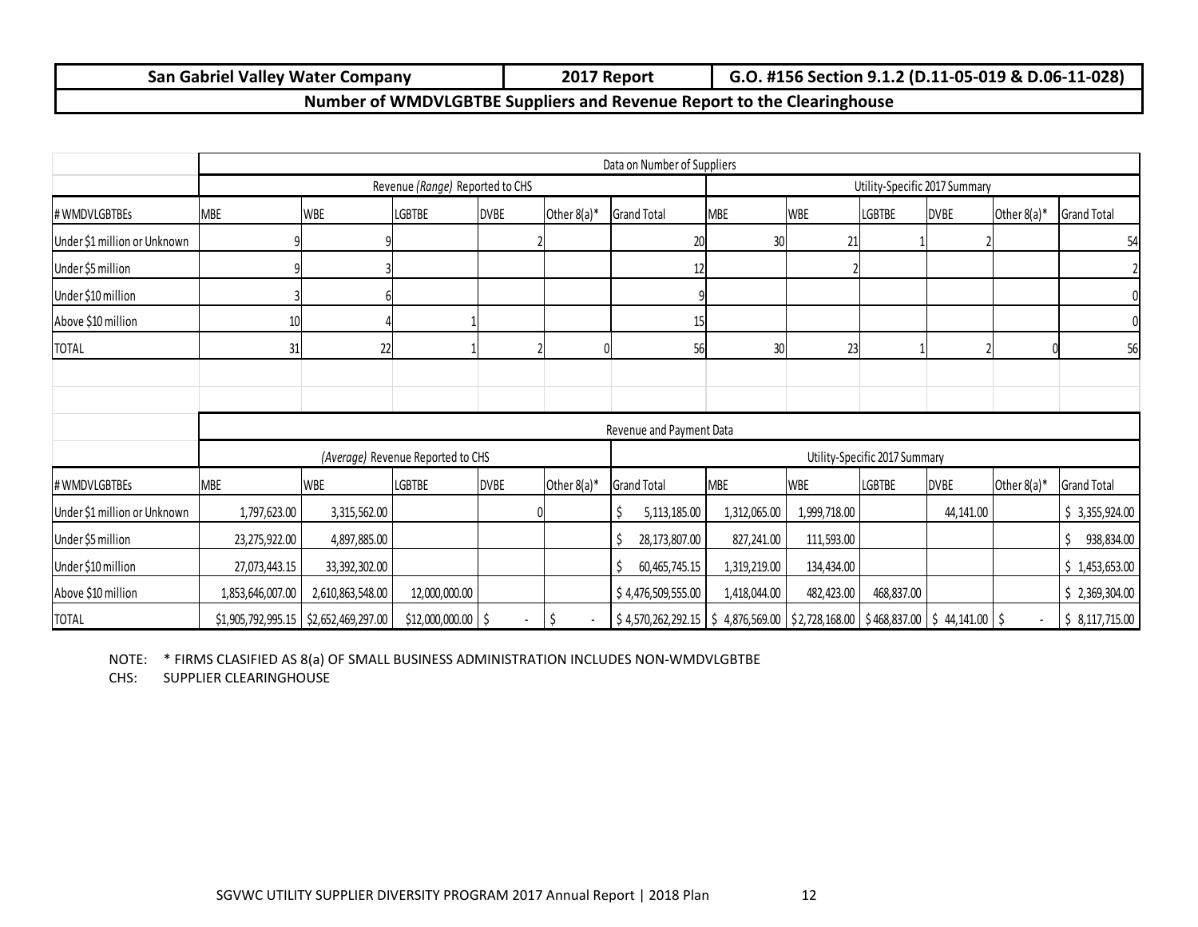| San Gabriel Valley Water Company | 2017 Report | G.O. #156 Section 9.1.2 (D.11-05-019 & D.06-11-028) |
|---|---|---|
| Number of WMDVLGBTBE Suppliers and Revenue Report to the Clearinghouse | | |

| | Data on Number of Suppliers | | | | | | | | | | | |
|---|---|---|---|---|---|---|---|---|---|---|---|---|
| | Revenue *(Range)* Reported to CHS | | | | | | Utility-Specific 2017 Summary | | | | | |
| # WMDVLGBTBEs | MBE | WBE | LGBTBE | DVBE | Other 8(a)* | Grand Total | MBE | WBE | LGBTBE | DVBE | Other 8(a)* | Grand Total |
| Under $1 million or Unknown | 9 | 9 | | 2 | | 20 | 30 | 21 | 1 | 2 | | 54 |
| Under $5 million | 9 | 3 | | | | 12 | | 2 | | | | 2 |
| Under $10 million | 3 | 6 | | | | 9 | | | | | | 0 |
| Above $10 million | 10 | 4 | 1 | | | 15 | | | | | | 0 |
| TOTAL | 31 | 22 | 1 | 2 | 0 | 56 | 30 | 23 | 1 | 2 | 0 | 56 |

| | Revenue and Payment Data | | | | | | | | | | | |
|---|---|---|---|---|---|---|---|---|---|---|---|---|
| | *(Average)* Revenue Reported to CHS | | | | | | Utility-Specific 2017 Summary | | | | | |
| # WMDVLGBTBEs | MBE | WBE | LGBTBE | DVBE | Other 8(a)* | Grand Total | MBE | WBE | LGBTBE | DVBE | Other 8(a)* | Grand Total |
| Under $1 million or Unknown | 1,797,623.00 | 3,315,562.00 | | 0 | | $ 5,113,185.00 | 1,312,065.00 | 1,999,718.00 | | 44,141.00 | | $ 3,355,924.00 |
| Under $5 million | 23,275,922.00 | 4,897,885.00 | | | | $ 28,173,807.00 | 827,241.00 | 111,593.00 | | | | $ 938,834.00 |
| Under $10 million | 27,073,443.15 | 33,392,302.00 | | | | $ 60,465,745.15 | 1,319,219.00 | 134,434.00 | | | | $ 1,453,653.00 |
| Above $10 million | 1,853,646,007.00 | 2,610,863,548.00 | 12,000,000.00 | | | $ 4,476,509,555.00 | 1,418,044.00 | 482,423.00 | 468,837.00 | | | $ 2,369,304.00 |
| TOTAL | $1,905,792,995.15 | $2,652,469,297.00 | $12,000,000.00 | $ - | $ - | $ 4,570,262,292.15 | $ 4,876,569.00 | $2,728,168.00 | $468,837.00 | $ 44,141.00 | $ - | $ 8,117,715.00 |

NOTE: * FIRMS CLASIFIED AS 8(a) OF SMALL BUSINESS ADMINISTRATION INCLUDES NON-WMDVLGBTBE

CHS: SUPPLIER CLEARINGHOUSE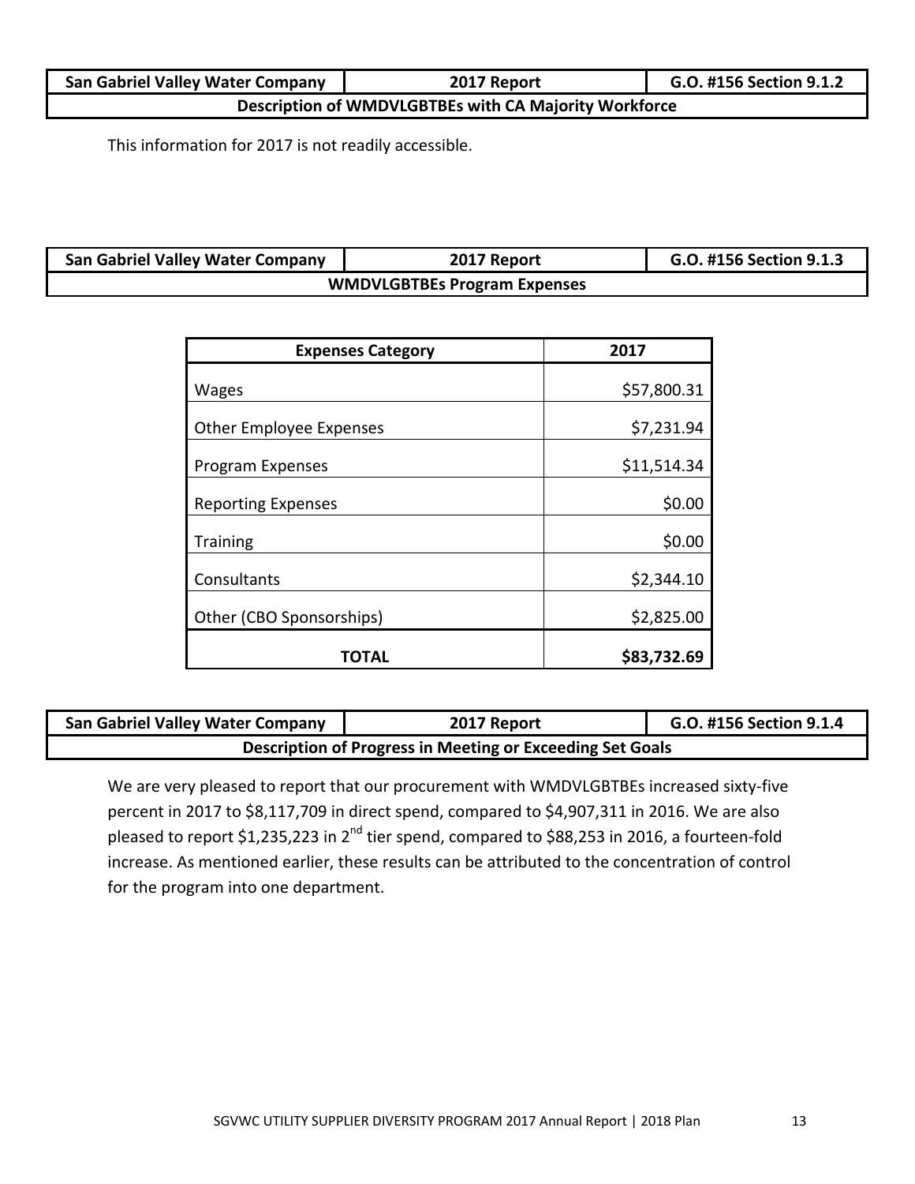| San Gabriel Valley Water Company | 2017 Report | G.O. #156 Section 9.1.2 |
|---|---|---|
| **Description of WMDVLGBTBEs with CA Majority Workforce** | | |

This information for 2017 is not readily accessible.

| San Gabriel Valley Water Company | 2017 Report | G.O. #156 Section 9.1.3 |
|---|---|---|
| **WMDVLGBTBEs Program Expenses** | | |

| Expenses Category | 2017 |
|---|---:|
| Wages | $57,800.31 |
| Other Employee Expenses | $7,231.94 |
| Program Expenses | $11,514.34 |
| Reporting Expenses | $0.00 |
| Training | $0.00 |
| Consultants | $2,344.10 |
| Other (CBO Sponsorships) | $2,825.00 |
| **TOTAL** | **$83,732.69** |

| San Gabriel Valley Water Company | 2017 Report | G.O. #156 Section 9.1.4 |
|---|---|---|
| **Description of Progress in Meeting or Exceeding Set Goals** | | |

We are very pleased to report that our procurement with WMDVLGBTBEs increased sixty-five percent in 2017 to $8,117,709 in direct spend, compared to $4,907,311 in 2016. We are also pleased to report $1,235,223 in 2nd tier spend, compared to $88,253 in 2016, a fourteen-fold increase. As mentioned earlier, these results can be attributed to the concentration of control for the program into one department.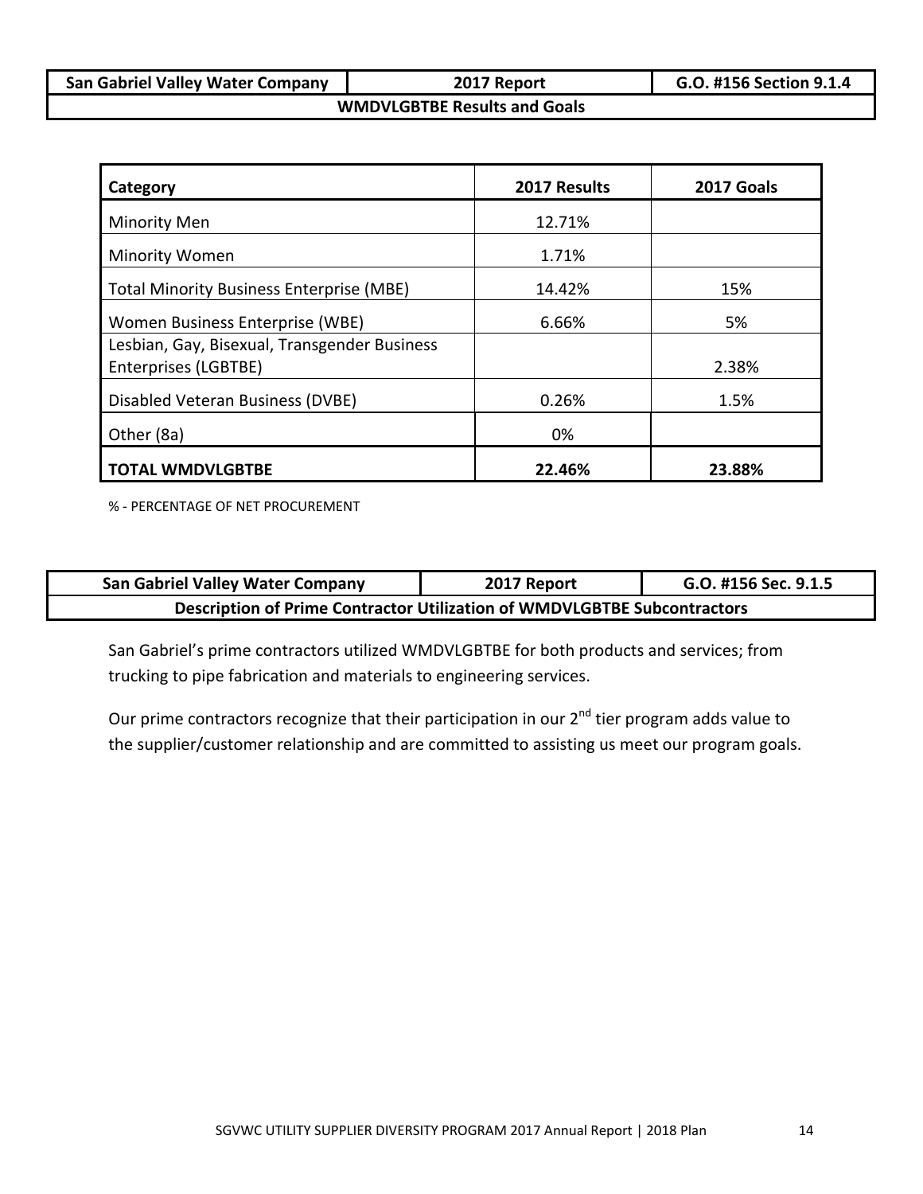| San Gabriel Valley Water Company | 2017 Report | G.O. #156 Section 9.1.4 |
|---|---|---|
| WMDVLGBTBE Results and Goals | | |

| Category | 2017 Results | 2017 Goals |
|---|---|---|
| Minority Men | 12.71% | |
| Minority Women | 1.71% | |
| Total Minority Business Enterprise (MBE) | 14.42% | 15% |
| Women Business Enterprise (WBE) | 6.66% | 5% |
| Lesbian, Gay, Bisexual, Transgender Business Enterprises (LGBTBE) | | 2.38% |
| Disabled Veteran Business (DVBE) | 0.26% | 1.5% |
| Other (8a) | 0% | |
| **TOTAL WMDVLGBTBE** | **22.46%** | **23.88%** |

% - PERCENTAGE OF NET PROCUREMENT

| San Gabriel Valley Water Company | 2017 Report | G.O. #156 Sec. 9.1.5 |
|---|---|---|
| Description of Prime Contractor Utilization of WMDVLGBTBE Subcontractors | | |

San Gabriel's prime contractors utilized WMDVLGBTBE for both products and services; from trucking to pipe fabrication and materials to engineering services.

Our prime contractors recognize that their participation in our 2nd tier program adds value to the supplier/customer relationship and are committed to assisting us meet our program goals.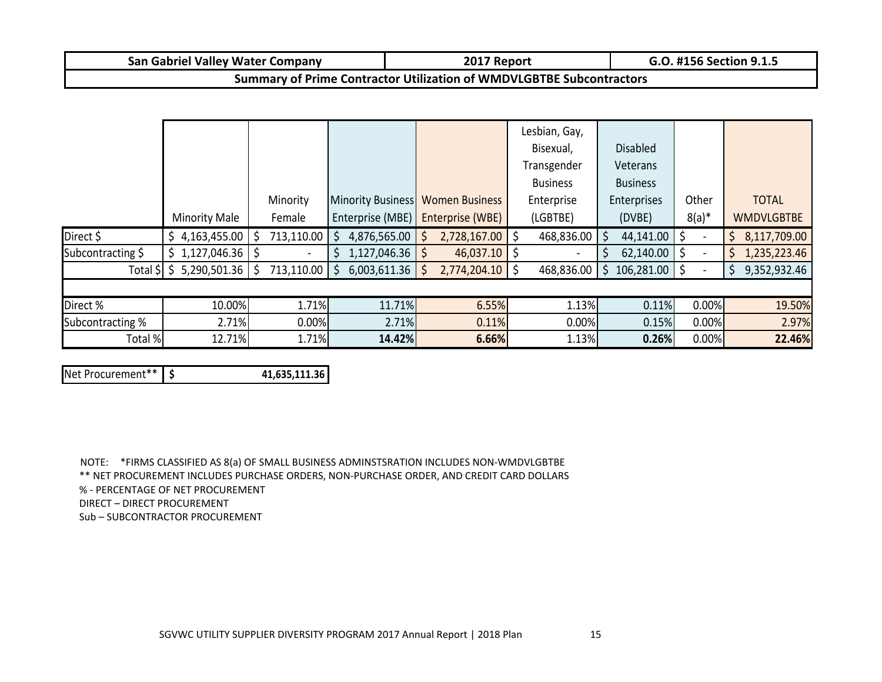| San Gabriel Valley Water Company | 2017 Report | G.O. #156 Section 9.1.5 |
|---|---|---|
| Summary of Prime Contractor Utilization of WMDVLGBTBE Subcontractors | | |

| | Minority Male | Minority Female | Minority Business Enterprise (MBE) | Women Business Enterprise (WBE) | Lesbian, Gay, Bisexual, Transgender Business Enterprise (LGBTBE) | Disabled Veterans Business Enterprises (DVBE) | Other 8(a)* | TOTAL WMDVLGBTBE |
|---|---|---|---|---|---|---|---|---|
| Direct $ | $ 4,163,455.00 | $ 713,110.00 | $ 4,876,565.00 | $ 2,728,167.00 | $ 468,836.00 | $ 44,141.00 | $ - | $ 8,117,709.00 |
| Subcontracting $ | $ 1,127,046.36 | $ - | $ 1,127,046.36 | $ 46,037.10 | $ - | $ 62,140.00 | $ - | $ 1,235,223.46 |
| Total $ | $ 5,290,501.36 | $ 713,110.00 | $ 6,003,611.36 | $ 2,774,204.10 | $ 468,836.00 | $ 106,281.00 | $ - | $ 9,352,932.46 |
| | | | | | | | | |
| Direct % | 10.00% | 1.71% | 11.71% | 6.55% | 1.13% | 0.11% | 0.00% | 19.50% |
| Subcontracting % | 2.71% | 0.00% | 2.71% | 0.11% | 0.00% | 0.15% | 0.00% | 2.97% |
| Total % | 12.71% | 1.71% | **14.42%** | **6.66%** | 1.13% | **0.26%** | 0.00% | **22.46%** |

| Net Procurement** | $ **41,635,111.36** |
|---|---|

NOTE: *FIRMS CLASSIFIED AS 8(a) OF SMALL BUSINESS ADMINSTSRATION INCLUDES NON-WMDVLGBTBE

** NET PROCUREMENT INCLUDES PURCHASE ORDERS, NON-PURCHASE ORDER, AND CREDIT CARD DOLLARS

% - PERCENTAGE OF NET PROCUREMENT

DIRECT – DIRECT PROCUREMENT

Sub – SUBCONTRACTOR PROCUREMENT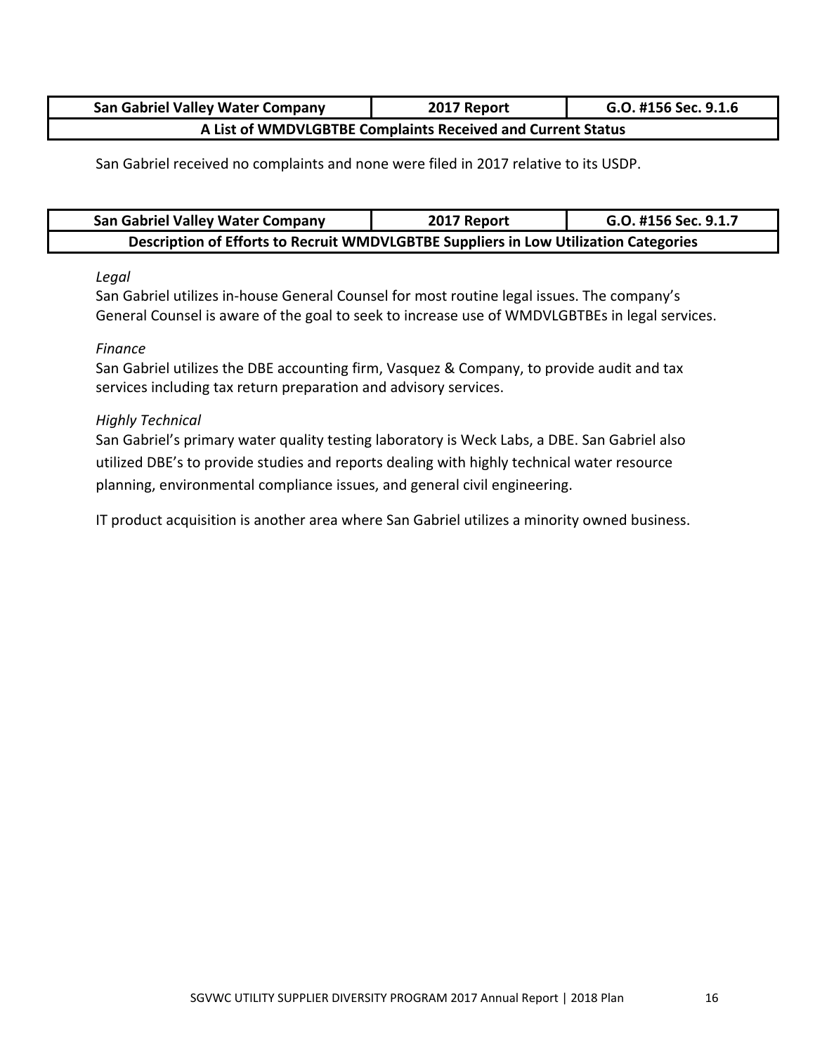| San Gabriel Valley Water Company | 2017 Report | G.O. #156 Sec. 9.1.6 |
|---|---|---|
| A List of WMDVLGBTBE Complaints Received and Current Status | | |

San Gabriel received no complaints and none were filed in 2017 relative to its USDP.

| San Gabriel Valley Water Company | 2017 Report | G.O. #156 Sec. 9.1.7 |
|---|---|---|
| Description of Efforts to Recruit WMDVLGBTBE Suppliers in Low Utilization Categories | | |

*Legal*

San Gabriel utilizes in-house General Counsel for most routine legal issues. The company's General Counsel is aware of the goal to seek to increase use of WMDVLGBTBEs in legal services.

*Finance*

San Gabriel utilizes the DBE accounting firm, Vasquez & Company, to provide audit and tax services including tax return preparation and advisory services.

*Highly Technical*

San Gabriel's primary water quality testing laboratory is Weck Labs, a DBE. San Gabriel also utilized DBE's to provide studies and reports dealing with highly technical water resource planning, environmental compliance issues, and general civil engineering.

IT product acquisition is another area where San Gabriel utilizes a minority owned business.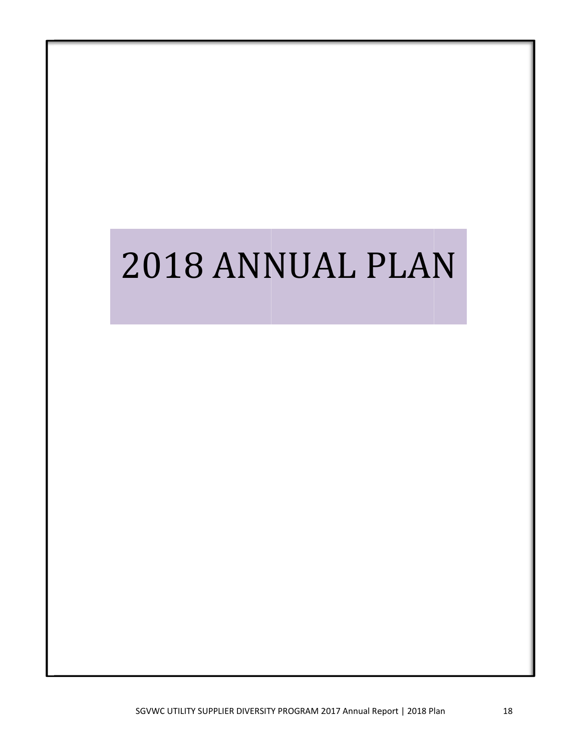# 2018 ANNUAL PLAN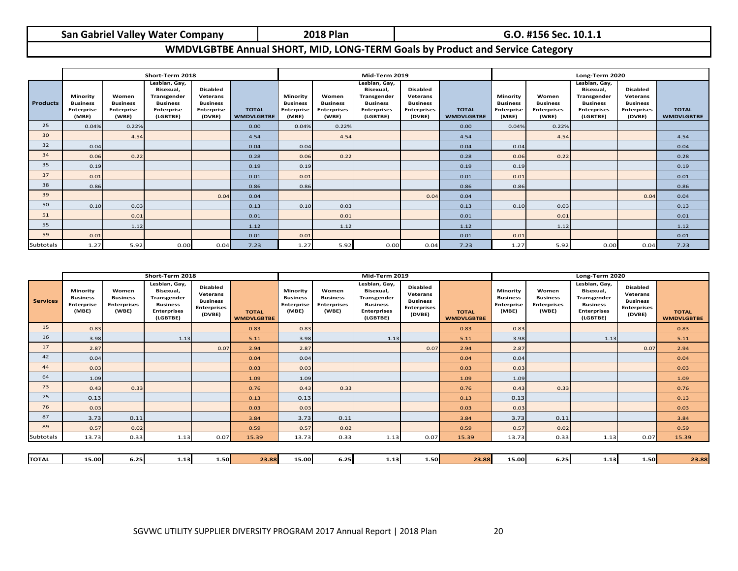| San Gabriel Valley Water Company | 2018 Plan | G.O. #156 Sec. 10.1.1 |
|---|---|---|

## WMDVLGBTBE Annual SHORT, MID, LONG-TERM Goals by Product and Service Category

| | Short-Term 2018 | | | | | Mid-Term 2019 | | | | | Long-Term 2020 | | | | |
|---|---|---|---|---|---|---|---|---|---|---|---|---|---|---|---|
| **Products** | Minority Business Enterprise (MBE) | Women Business Enterprise (WBE) | Lesbian, Gay, Bisexual, Transgender Business Enterprise (LGBTBE) | Disabled Veterans Business Enterprise (DVBE) | TOTAL WMDVLGBTBE | Minority Business Enterprise (MBE) | Women Business Enterprises (WBE) | Lesbian, Gay, Bisexual, Transgender Business Enterprises (LGBTBE) | Disabled Veterans Business Enterprises (DVBE) | TOTAL WMDVLGBTBE | Minority Business Enterprise (MBE) | Women Business Enterprises (WBE) | Lesbian, Gay, Bisexual, Transgender Business Enterprises (LGBTBE) | Disabled Veterans Business Enterprises (DVBE) | TOTAL WMDVLGBTBE |
| 25 | 0.04% | 0.22% | | | 0.00 | 0.04% | 0.22% | | | 0.00 | 0.04% | 0.22% | | | |
| 30 | | 4.54 | | | 4.54 | | 4.54 | | | 4.54 | | 4.54 | | | 4.54 |
| 32 | 0.04 | | | | 0.04 | 0.04 | | | | 0.04 | 0.04 | | | | 0.04 |
| 34 | 0.06 | 0.22 | | | 0.28 | 0.06 | 0.22 | | | 0.28 | 0.06 | 0.22 | | | 0.28 |
| 35 | 0.19 | | | | 0.19 | 0.19 | | | | 0.19 | 0.19 | | | | 0.19 |
| 37 | 0.01 | | | | 0.01 | 0.01 | | | | 0.01 | 0.01 | | | | 0.01 |
| 38 | 0.86 | | | | 0.86 | 0.86 | | | | 0.86 | 0.86 | | | | 0.86 |
| 39 | | | | 0.04 | 0.04 | | | | 0.04 | 0.04 | | | | 0.04 | 0.04 |
| 50 | 0.10 | 0.03 | | | 0.13 | 0.10 | 0.03 | | | 0.13 | 0.10 | 0.03 | | | 0.13 |
| 51 | | 0.01 | | | 0.01 | | 0.01 | | | 0.01 | | 0.01 | | | 0.01 |
| 55 | | 1.12 | | | 1.12 | | 1.12 | | | 1.12 | | 1.12 | | | 1.12 |
| 59 | 0.01 | | | | 0.01 | 0.01 | | | | 0.01 | 0.01 | | | | 0.01 |
| Subtotals | 1.27 | 5.92 | 0.00 | 0.04 | 7.23 | 1.27 | 5.92 | 0.00 | 0.04 | 7.23 | 1.27 | 5.92 | 0.00 | 0.04 | 7.23 |

| | Short-Term 2018 | | | | | Mid-Term 2019 | | | | | Long-Term 2020 | | | | |
|---|---|---|---|---|---|---|---|---|---|---|---|---|---|---|---|
| **Services** | Minority Business Enterprise (MBE) | Women Business Enterprises (WBE) | Lesbian, Gay, Bisexual, Transgender Business Enterprises (LGBTBE) | Disabled Veterans Business Enterprises (DVBE) | TOTAL WMDVLGBTBE | Minority Business Enterprise (MBE) | Women Business Enterprises (WBE) | Lesbian, Gay, Bisexual, Transgender Business Enterprises (LGBTBE) | Disabled Veterans Business Enterprises (DVBE) | TOTAL WMDVLGBTBE | Minority Business Enterprise (MBE) | Women Business Enterprises (WBE) | Lesbian, Gay, Bisexual, Transgender Business Enterprises (LGBTBE) | Disabled Veterans Business Enterprises (DVBE) | TOTAL WMDVLGBTBE |
| 15 | 0.83 | | | | 0.83 | 0.83 | | | | 0.83 | 0.83 | | | | 0.83 |
| 16 | 3.98 | | 1.13 | | 5.11 | 3.98 | | 1.13 | | 5.11 | 3.98 | | 1.13 | | 5.11 |
| 17 | 2.87 | | | 0.07 | 2.94 | 2.87 | | | 0.07 | 2.94 | 2.87 | | | 0.07 | 2.94 |
| 42 | 0.04 | | | | 0.04 | 0.04 | | | | 0.04 | 0.04 | | | | 0.04 |
| 44 | 0.03 | | | | 0.03 | 0.03 | | | | 0.03 | 0.03 | | | | 0.03 |
| 64 | 1.09 | | | | 1.09 | 1.09 | | | | 1.09 | 1.09 | | | | 1.09 |
| 73 | 0.43 | 0.33 | | | 0.76 | 0.43 | 0.33 | | | 0.76 | 0.43 | 0.33 | | | 0.76 |
| 75 | 0.13 | | | | 0.13 | 0.13 | | | | 0.13 | 0.13 | | | | 0.13 |
| 76 | 0.03 | | | | 0.03 | 0.03 | | | | 0.03 | 0.03 | | | | 0.03 |
| 87 | 3.73 | 0.11 | | | 3.84 | 3.73 | 0.11 | | | 3.84 | 3.73 | 0.11 | | | 3.84 |
| 89 | 0.57 | 0.02 | | | 0.59 | 0.57 | 0.02 | | | 0.59 | 0.57 | 0.02 | | | 0.59 |
| Subtotals | 13.73 | 0.33 | 1.13 | 0.07 | 15.39 | 13.73 | 0.33 | 1.13 | 0.07 | 15.39 | 13.73 | 0.33 | 1.13 | 0.07 | 15.39 |
| **TOTAL** | **15.00** | **6.25** | **1.13** | **1.50** | **23.88** | **15.00** | **6.25** | **1.13** | **1.50** | **23.88** | **15.00** | **6.25** | **1.13** | **1.50** | **23.88** |

SGVWC UTILITY SUPPLIER DIVERSITY PROGRAM 2017 Annual Report | 2018 Plan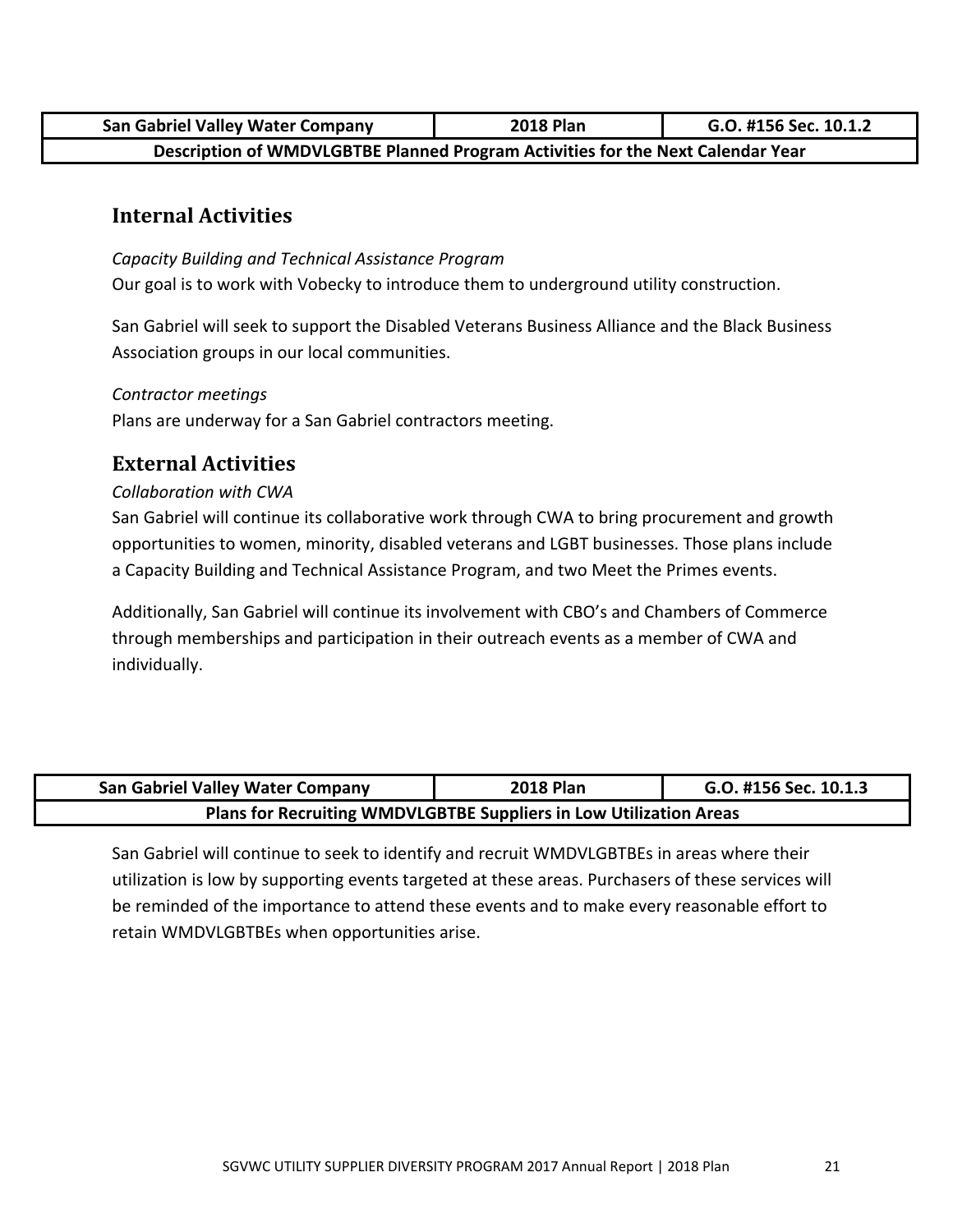| San Gabriel Valley Water Company | 2018 Plan | G.O. #156 Sec. 10.1.2 |
|---|---|---|
| Description of WMDVLGBTBE Planned Program Activities for the Next Calendar Year | | |

## Internal Activities

*Capacity Building and Technical Assistance Program*

Our goal is to work with Vobecky to introduce them to underground utility construction.

San Gabriel will seek to support the Disabled Veterans Business Alliance and the Black Business Association groups in our local communities.

*Contractor meetings*

Plans are underway for a San Gabriel contractors meeting.

## External Activities

*Collaboration with CWA*

San Gabriel will continue its collaborative work through CWA to bring procurement and growth opportunities to women, minority, disabled veterans and LGBT businesses. Those plans include a Capacity Building and Technical Assistance Program, and two Meet the Primes events.

Additionally, San Gabriel will continue its involvement with CBO's and Chambers of Commerce through memberships and participation in their outreach events as a member of CWA and individually.

| San Gabriel Valley Water Company | 2018 Plan | G.O. #156 Sec. 10.1.3 |
|---|---|---|
| Plans for Recruiting WMDVLGBTBE Suppliers in Low Utilization Areas | | |

San Gabriel will continue to seek to identify and recruit WMDVLGBTBEs in areas where their utilization is low by supporting events targeted at these areas. Purchasers of these services will be reminded of the importance to attend these events and to make every reasonable effort to retain WMDVLGBTBEs when opportunities arise.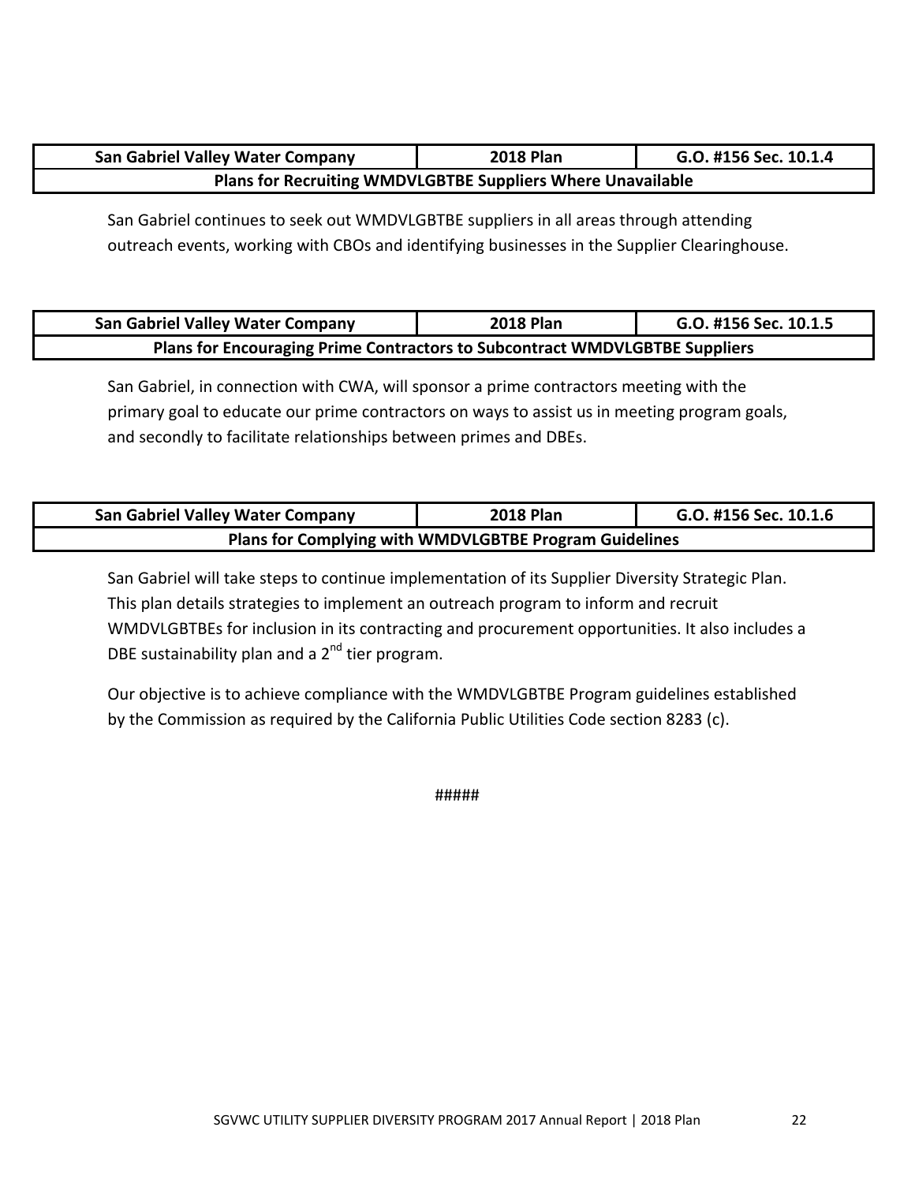| San Gabriel Valley Water Company | 2018 Plan | G.O. #156 Sec. 10.1.4 |
| --- | --- | --- |
| **Plans for Recruiting WMDVLGBTBE Suppliers Where Unavailable** | | |

San Gabriel continues to seek out WMDVLGBTBE suppliers in all areas through attending outreach events, working with CBOs and identifying businesses in the Supplier Clearinghouse.

| San Gabriel Valley Water Company | 2018 Plan | G.O. #156 Sec. 10.1.5 |
| --- | --- | --- |
| **Plans for Encouraging Prime Contractors to Subcontract WMDVLGBTBE Suppliers** | | |

San Gabriel, in connection with CWA, will sponsor a prime contractors meeting with the primary goal to educate our prime contractors on ways to assist us in meeting program goals, and secondly to facilitate relationships between primes and DBEs.

| San Gabriel Valley Water Company | 2018 Plan | G.O. #156 Sec. 10.1.6 |
| --- | --- | --- |
| **Plans for Complying with WMDVLGBTBE Program Guidelines** | | |

San Gabriel will take steps to continue implementation of its Supplier Diversity Strategic Plan. This plan details strategies to implement an outreach program to inform and recruit WMDVLGBTBEs for inclusion in its contracting and procurement opportunities. It also includes a DBE sustainability plan and a 2nd tier program.

Our objective is to achieve compliance with the WMDVLGBTBE Program guidelines established by the Commission as required by the California Public Utilities Code section 8283 (c).

#####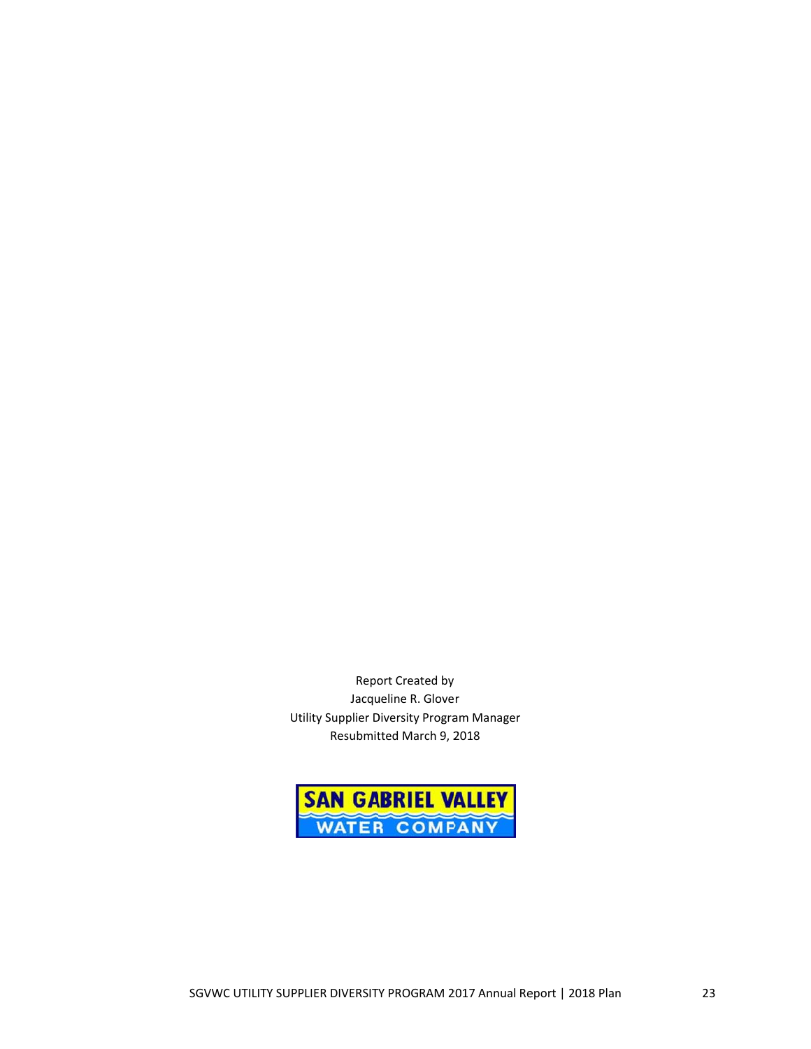Report Created by
Jacqueline R. Glover
Utility Supplier Diversity Program Manager
Resubmitted March 9, 2018

SAN GABRIEL VALLEY
WATER COMPANY